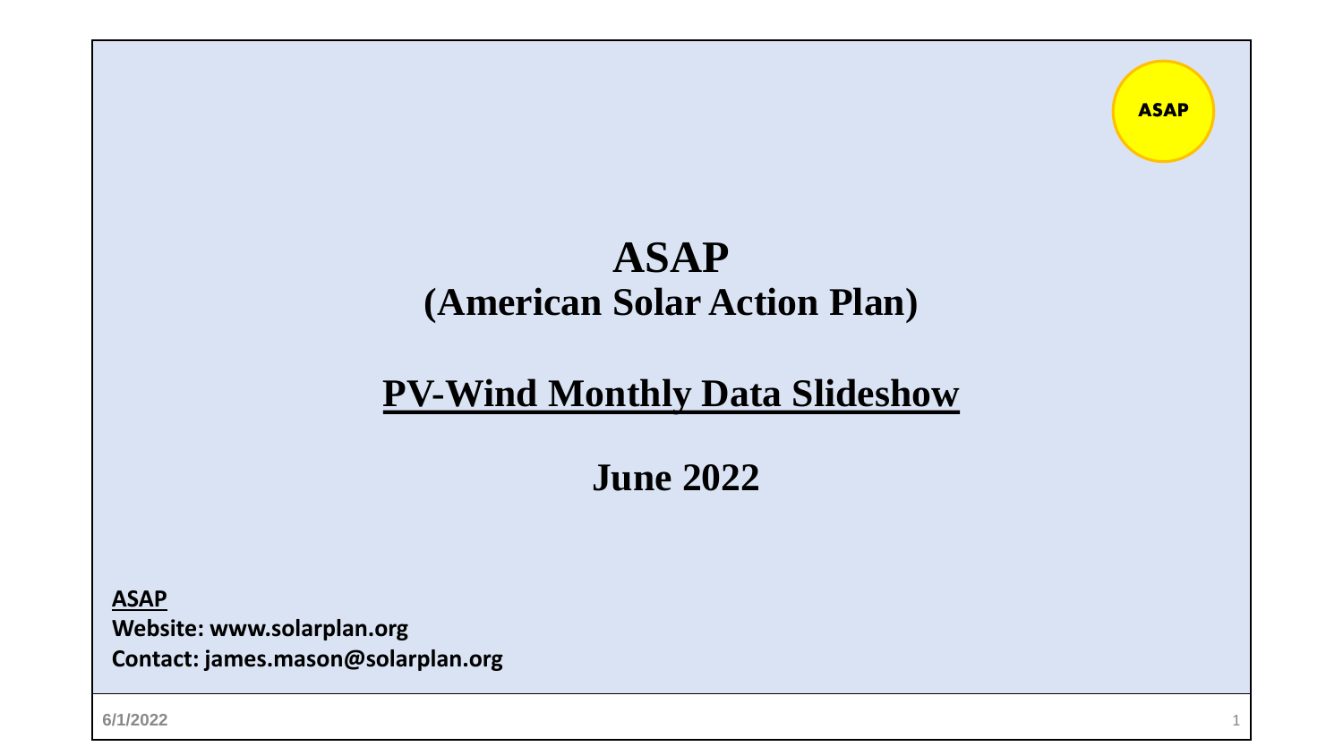ASAP

# ASAP
## (American Solar Action Plan)

## PV-Wind Monthly Data Slideshow

## June 2022

**ASAP**

**Website: www.solarplan.org**

**Contact: james.mason@solarplan.org**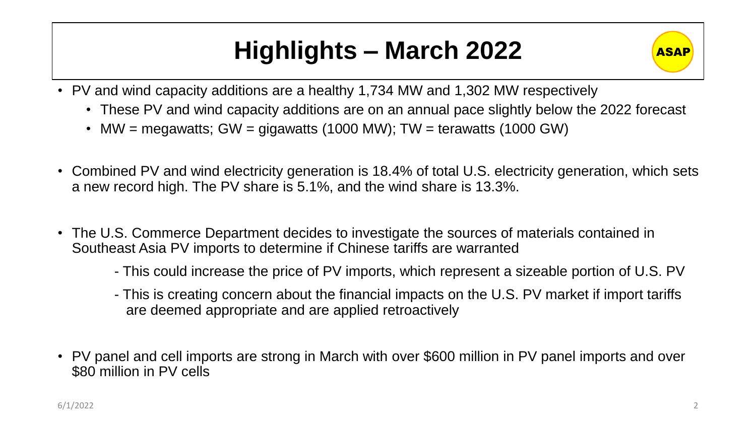# Highlights – March 2022

ASAP

- PV and wind capacity additions are a healthy 1,734 MW and 1,302 MW respectively
  - These PV and wind capacity additions are on an annual pace slightly below the 2022 forecast
  - MW = megawatts; GW = gigawatts (1000 MW); TW = terawatts (1000 GW)
- Combined PV and wind electricity generation is 18.4% of total U.S. electricity generation, which sets a new record high. The PV share is 5.1%, and the wind share is 13.3%.
- The U.S. Commerce Department decides to investigate the sources of materials contained in Southeast Asia PV imports to determine if Chinese tariffs are warranted
  - This could increase the price of PV imports, which represent a sizeable portion of U.S. PV
  - This is creating concern about the financial impacts on the U.S. PV market if import tariffs are deemed appropriate and are applied retroactively
- PV panel and cell imports are strong in March with over $600 million in PV panel imports and over $80 million in PV cells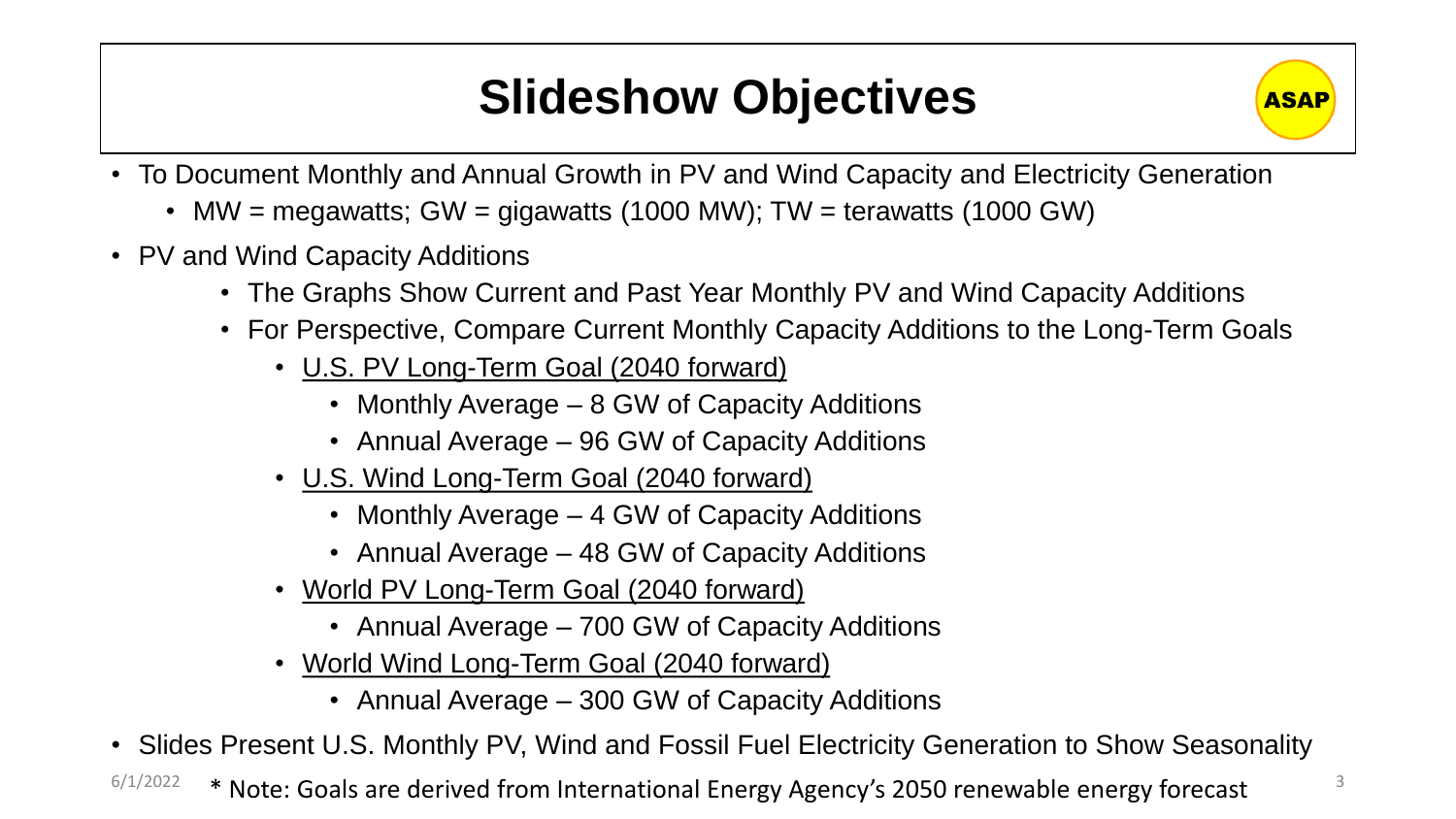# Slideshow Objectives

ASAP

- To Document Monthly and Annual Growth in PV and Wind Capacity and Electricity Generation
  - MW = megawatts; GW = gigawatts (1000 MW); TW = terawatts (1000 GW)
- PV and Wind Capacity Additions
  - The Graphs Show Current and Past Year Monthly PV and Wind Capacity Additions
  - For Perspective, Compare Current Monthly Capacity Additions to the Long-Term Goals
    - U.S. PV Long-Term Goal (2040 forward)
      - Monthly Average – 8 GW of Capacity Additions
      - Annual Average – 96 GW of Capacity Additions
    - U.S. Wind Long-Term Goal (2040 forward)
      - Monthly Average – 4 GW of Capacity Additions
      - Annual Average – 48 GW of Capacity Additions
    - World PV Long-Term Goal (2040 forward)
      - Annual Average – 700 GW of Capacity Additions
    - World Wind Long-Term Goal (2040 forward)
      - Annual Average – 300 GW of Capacity Additions
- Slides Present U.S. Monthly PV, Wind and Fossil Fuel Electricity Generation to Show Seasonality

6/1/2022

* Note: Goals are derived from International Energy Agency's 2050 renewable energy forecast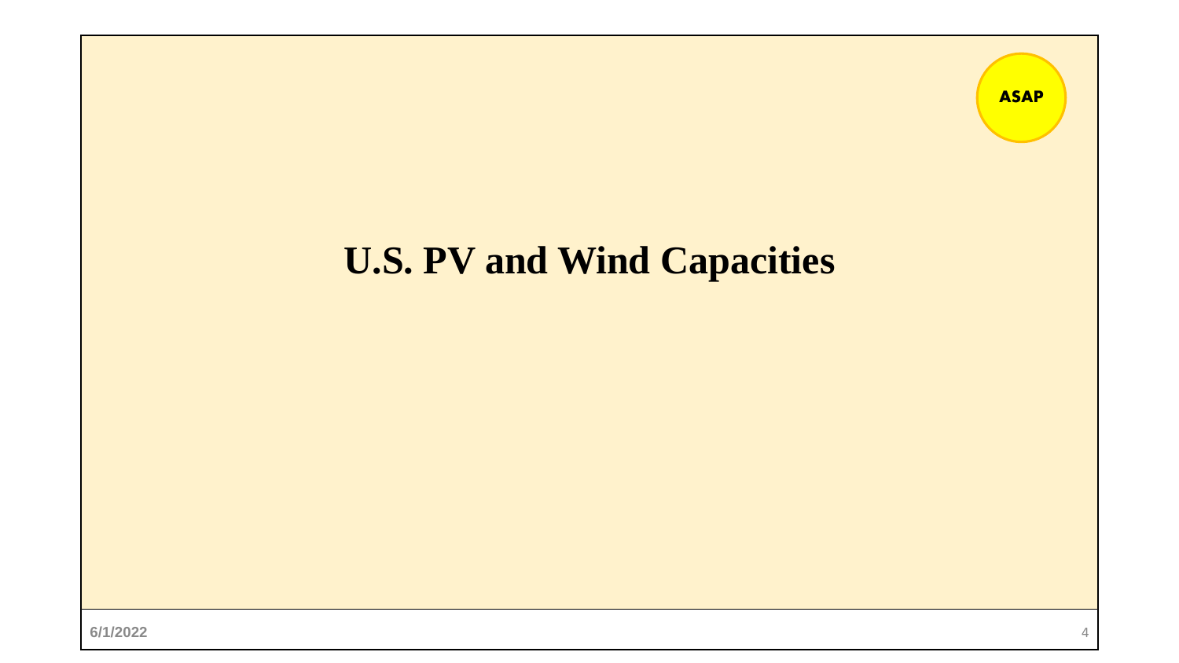ASAP

# U.S. PV and Wind Capacities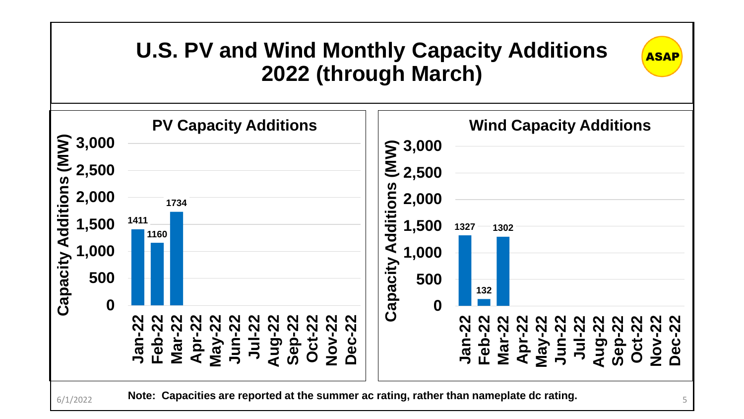# U.S. PV and Wind Monthly Capacity Additions 2022 (through March)

ASAP

## PV Capacity Additions

Capacity Additions (MW)

| Month | Capacity Additions (MW) |
| --- | --- |
| Jan-22 | 1411 |
| Feb-22 | 1160 |
| Mar-22 | 1734 |
| Apr-22 | |
| May-22 | |
| Jun-22 | |
| Jul-22 | |
| Aug-22 | |
| Sep-22 | |
| Oct-22 | |
| Nov-22 | |
| Dec-22 | |

## Wind Capacity Additions

Capacity Additions (MW)

| Month | Capacity Additions (MW) |
| --- | --- |
| Jan-22 | 1327 |
| Feb-22 | 132 |
| Mar-22 | 1302 |
| Apr-22 | |
| May-22 | |
| Jun-22 | |
| Jul-22 | |
| Aug-22 | |
| Sep-22 | |
| Oct-22 | |
| Nov-22 | |
| Dec-22 | |

6/1/2022

**Note: Capacities are reported at the summer ac rating, rather than nameplate dc rating.**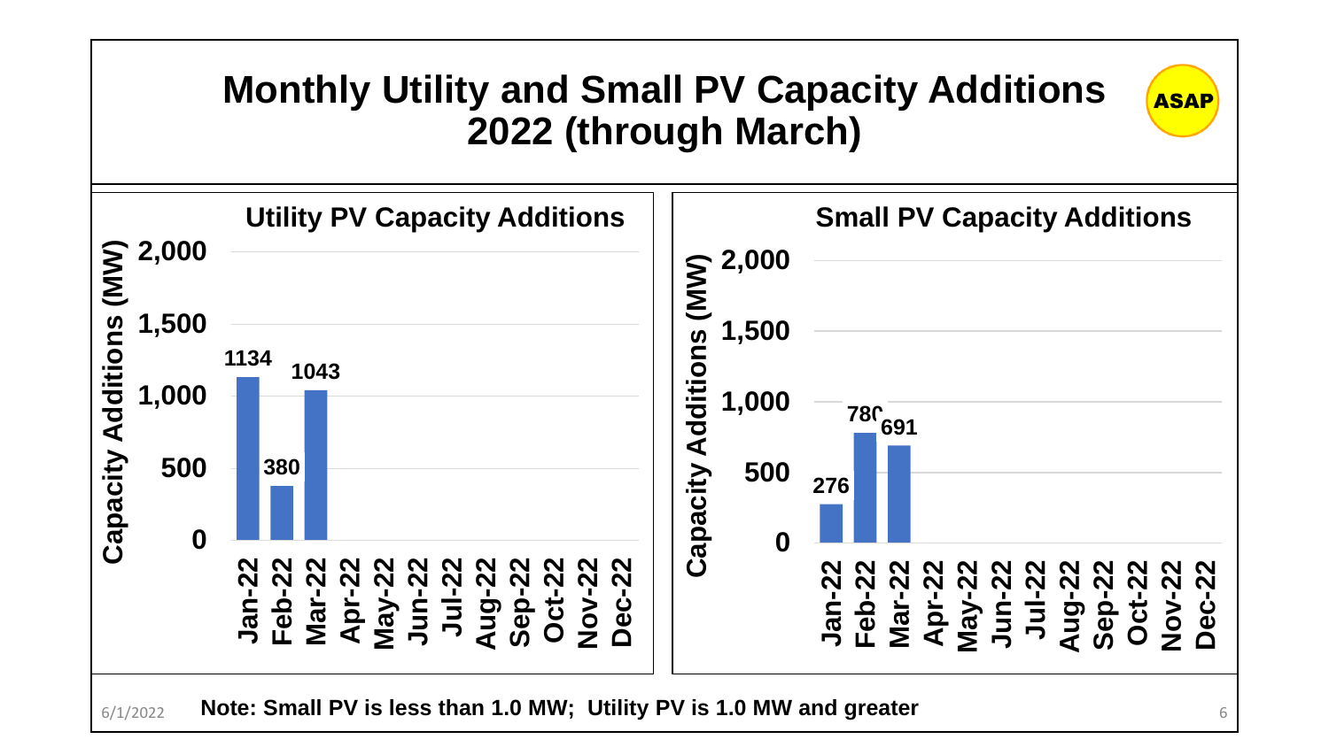# Monthly Utility and Small PV Capacity Additions 2022 (through March)

ASAP

## Utility PV Capacity Additions

| Month | Capacity Additions (MW) |
|---|---|
| Jan-22 | 1134 |
| Feb-22 | 380 |
| Mar-22 | 1043 |
| Apr-22 | |
| May-22 | |
| Jun-22 | |
| Jul-22 | |
| Aug-22 | |
| Sep-22 | |
| Oct-22 | |
| Nov-22 | |
| Dec-22 | |

## Small PV Capacity Additions

| Month | Capacity Additions (MW) |
|---|---|
| Jan-22 | 276 |
| Feb-22 | 780 |
| Mar-22 | 691 |
| Apr-22 | |
| May-22 | |
| Jun-22 | |
| Jul-22 | |
| Aug-22 | |
| Sep-22 | |
| Oct-22 | |
| Nov-22 | |
| Dec-22 | |

**Note: Small PV is less than 1.0 MW; Utility PV is 1.0 MW and greater**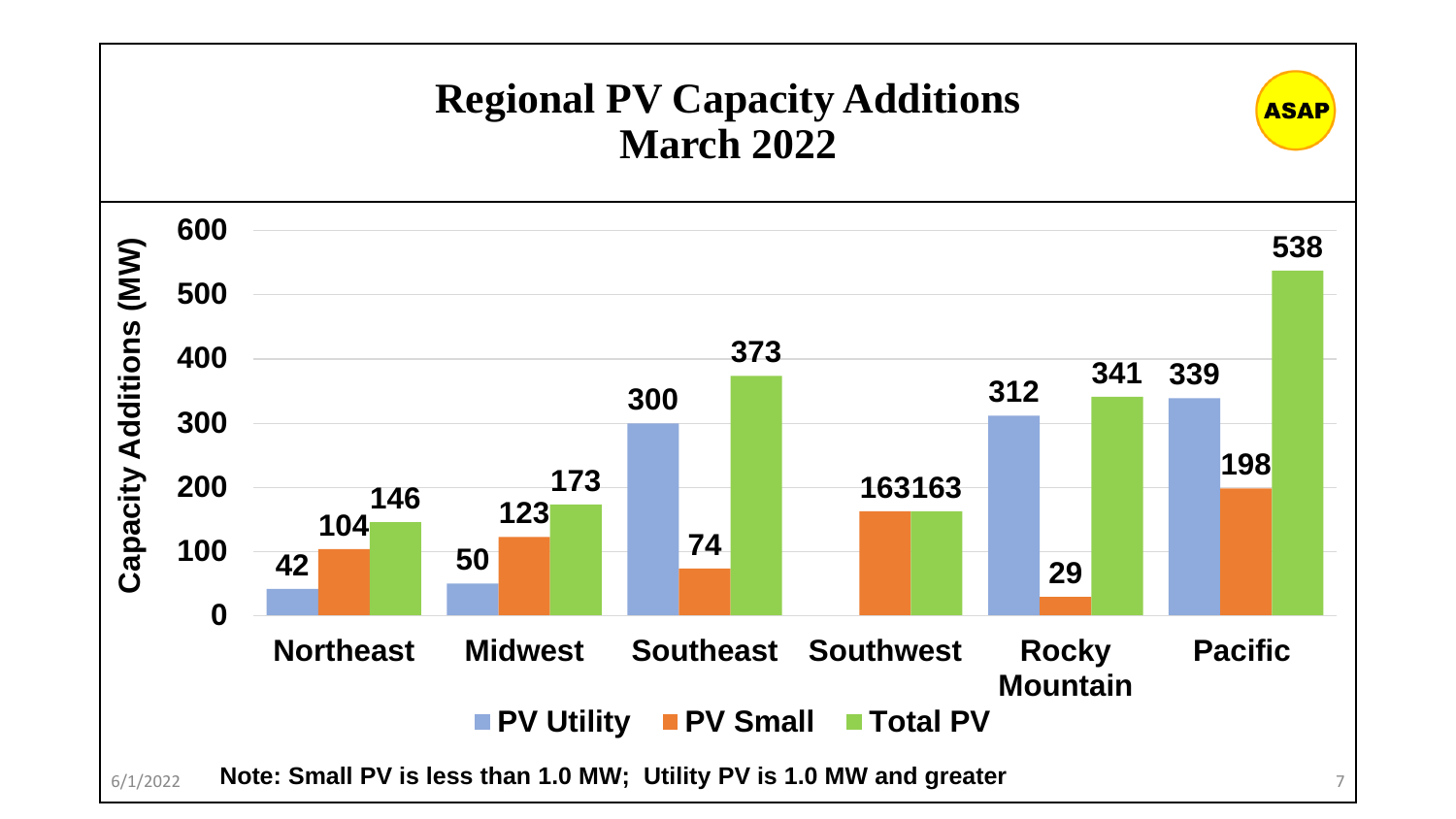# Regional PV Capacity Additions
## March 2022

| Region | PV Utility | PV Small | Total PV |
|---|---|---|---|
| Northeast | 42 | 104 | 146 |
| Midwest | 50 | 123 | 173 |
| Southeast | 300 | 74 | 373 |
| Southwest | | 163 | 163 |
| Rocky Mountain | 312 | 29 | 341 |
| Pacific | 339 | 198 | 538 |

Capacity Additions (MW)

**Note: Small PV is less than 1.0 MW; Utility PV is 1.0 MW and greater**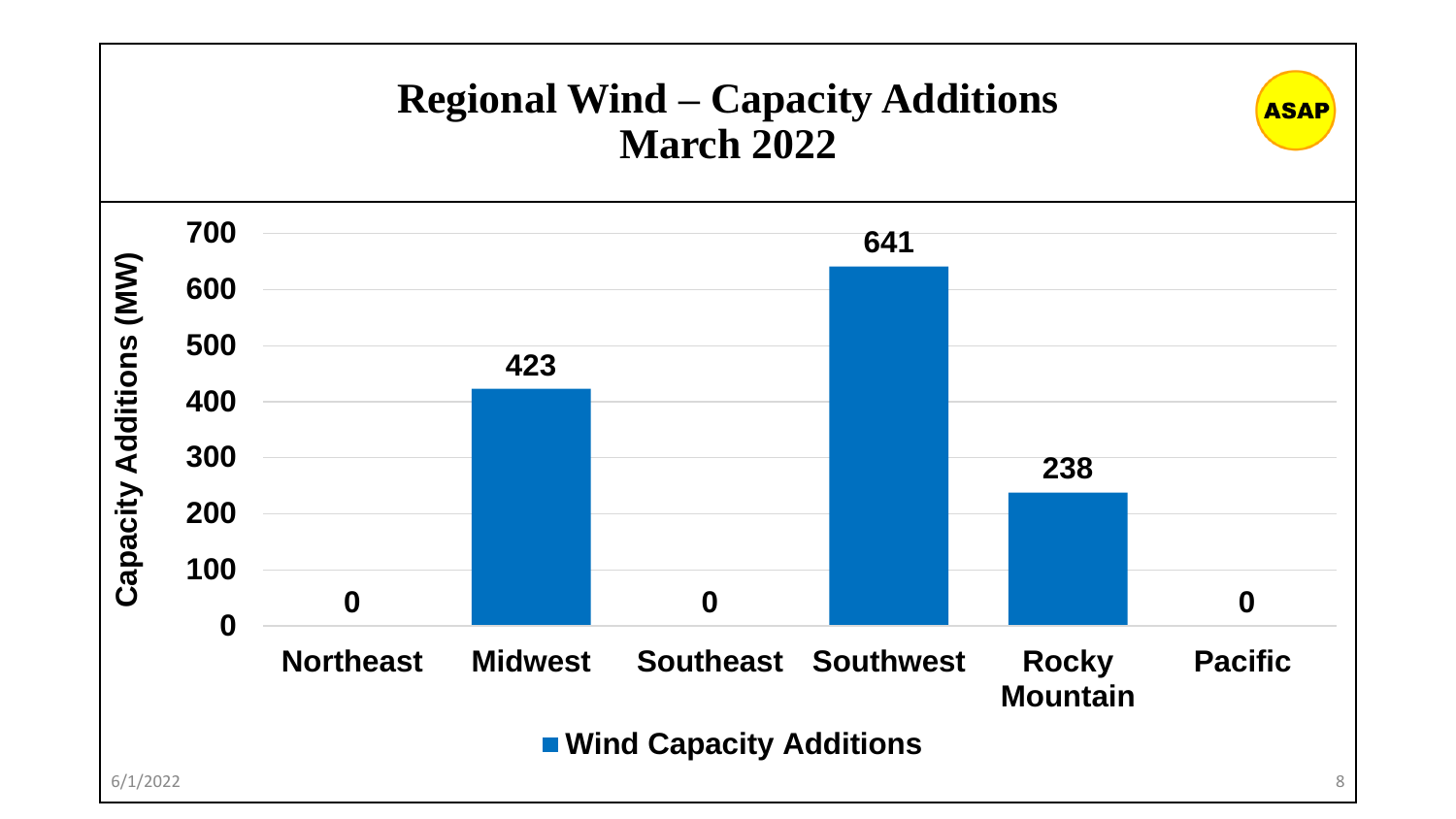# Regional Wind – Capacity Additions
## March 2022

| Region | Wind Capacity Additions (MW) |
|---|---|
| Northeast | 0 |
| Midwest | 423 |
| Southeast | 0 |
| Southwest | 641 |
| Rocky Mountain | 238 |
| Pacific | 0 |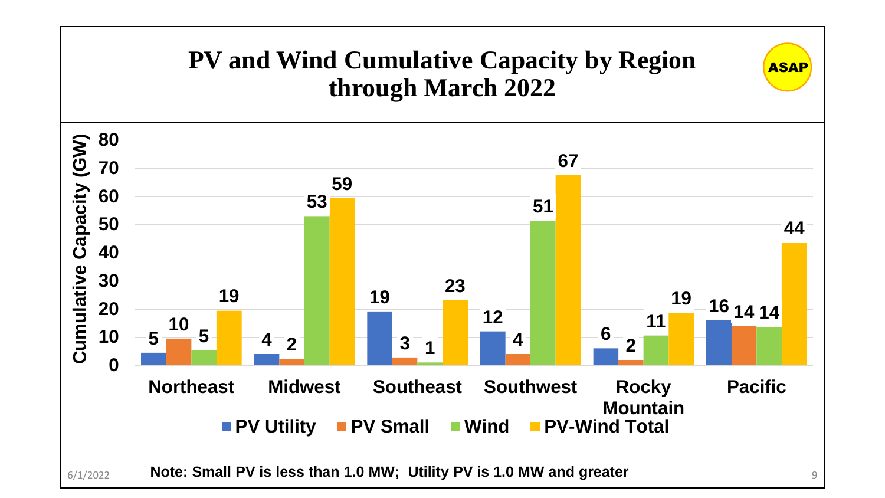# PV and Wind Cumulative Capacity by Region through March 2022

Cumulative Capacity (GW)

| Region | PV Utility | PV Small | Wind | PV-Wind Total |
|---|---|---|---|---|
| Northeast | 5 | 10 | 5 | 19 |
| Midwest | 4 | 2 | 53 | 59 |
| Southeast | 19 | 3 | 1 | 23 |
| Southwest | 12 | 4 | 51 | 67 |
| Rocky Mountain | 6 | 2 | 11 | 19 |
| Pacific | 16 | 14 | 14 | 44 |

**Note: Small PV is less than 1.0 MW; Utility PV is 1.0 MW and greater**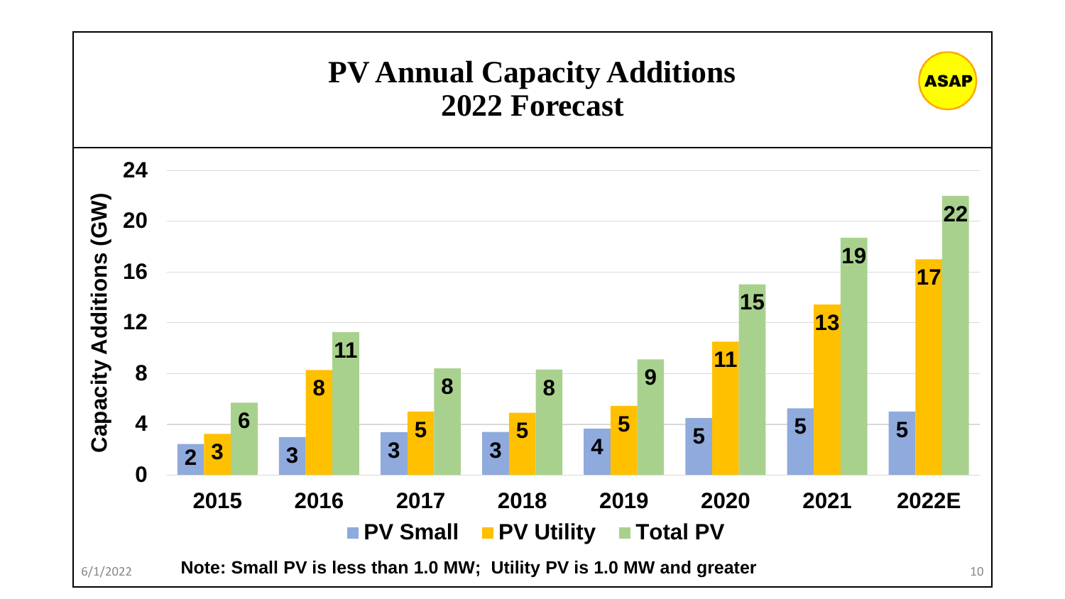# PV Annual Capacity Additions 2022 Forecast

ASAP

| Year | PV Small | PV Utility | Total PV |
|---|---|---|---|
| 2015 | 2 | 3 | 6 |
| 2016 | 3 | 8 | 11 |
| 2017 | 3 | 5 | 8 |
| 2018 | 3 | 5 | 8 |
| 2019 | 4 | 5 | 9 |
| 2020 | 5 | 11 | 15 |
| 2021 | 5 | 13 | 19 |
| 2022E | 5 | 17 | 22 |

Capacity Additions (GW)

**Note: Small PV is less than 1.0 MW; Utility PV is 1.0 MW and greater**

6/1/2022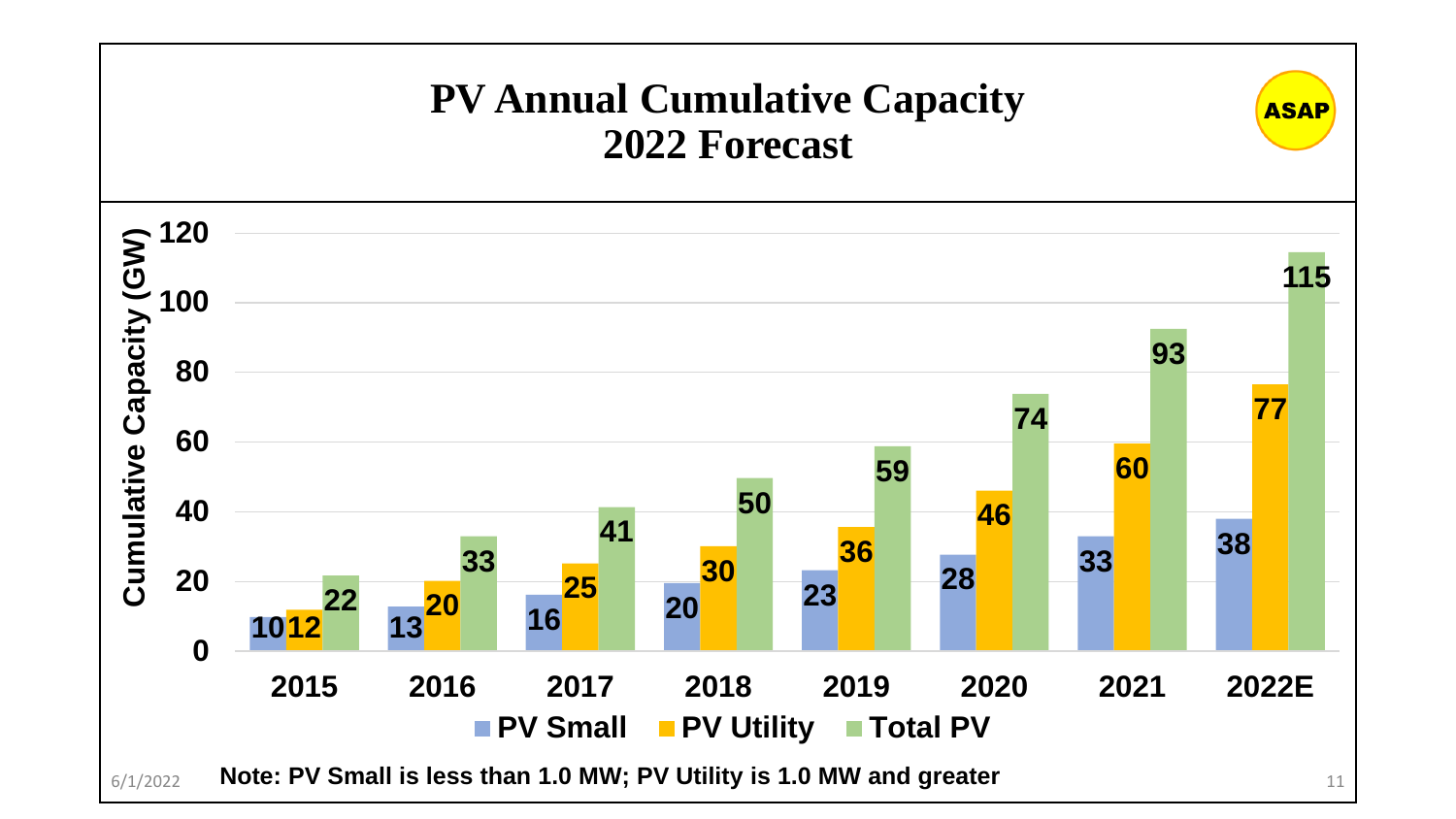# PV Annual Cumulative Capacity
## 2022 Forecast

ASAP

| Year | PV Small | PV Utility | Total PV |
|---|---|---|---|
| 2015 | 10 | 12 | 22 |
| 2016 | 13 | 20 | 33 |
| 2017 | 16 | 25 | 41 |
| 2018 | 20 | 30 | 50 |
| 2019 | 23 | 36 | 59 |
| 2020 | 28 | 46 | 74 |
| 2021 | 33 | 60 | 93 |
| 2022E | 38 | 77 | 115 |

Cumulative Capacity (GW)

**Note: PV Small is less than 1.0 MW; PV Utility is 1.0 MW and greater**

6/1/2022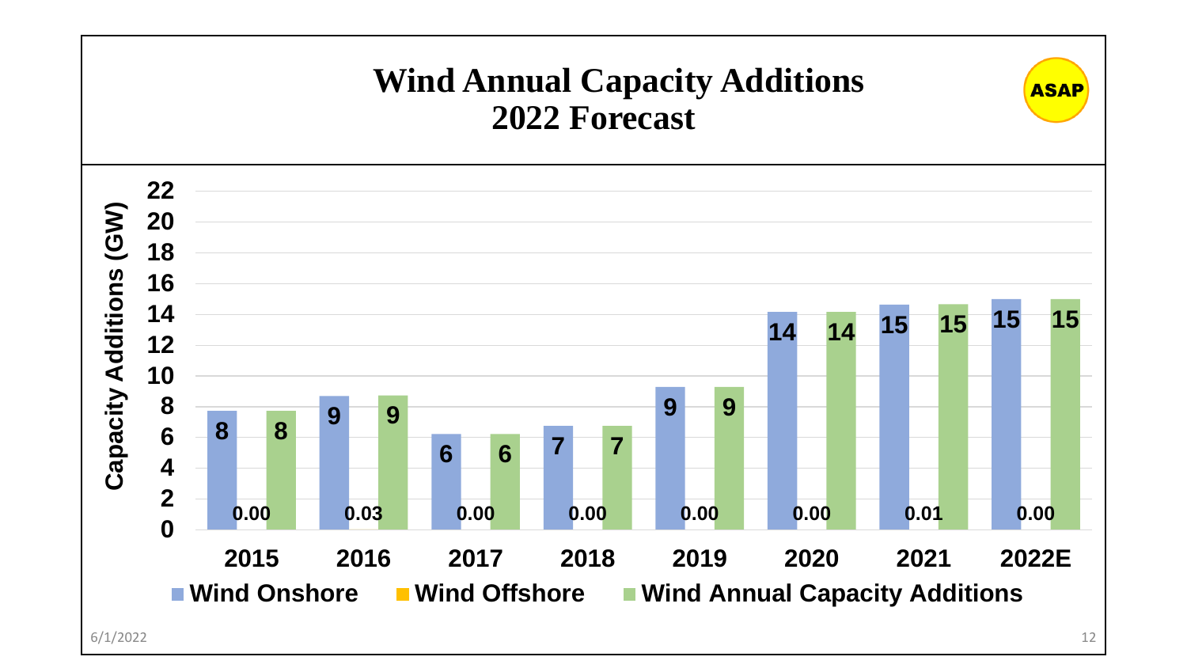# Wind Annual Capacity Additions
# 2022 Forecast

| Year | Wind Onshore (GW) | Wind Offshore (GW) | Wind Annual Capacity Additions (GW) |
|---|---|---|---|
| 2015 | 8 | 0.00 | 8 |
| 2016 | 9 | 0.03 | 9 |
| 2017 | 6 | 0.00 | 6 |
| 2018 | 7 | 0.00 | 7 |
| 2019 | 9 | 0.00 | 9 |
| 2020 | 14 | 0.00 | 14 |
| 2021 | 15 | 0.01 | 15 |
| 2022E | 15 | 0.00 | 15 |

6/1/2022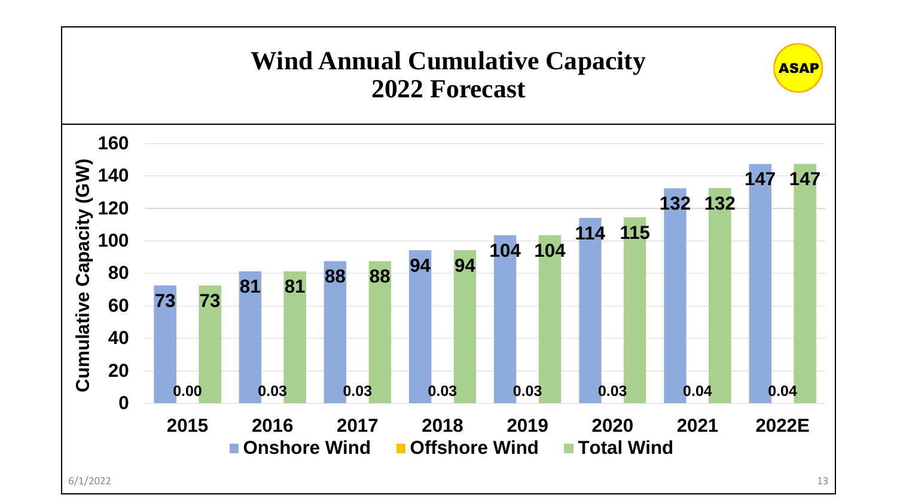# Wind Annual Cumulative Capacity 2022 Forecast

ASAP

Cumulative Capacity (GW)

| Year | Onshore Wind | Offshore Wind | Total Wind |
|---|---|---|---|
| 2015 | 73 | 0.00 | 73 |
| 2016 | 81 | 0.03 | 81 |
| 2017 | 88 | 0.03 | 88 |
| 2018 | 94 | 0.03 | 94 |
| 2019 | 104 | 0.03 | 104 |
| 2020 | 114 | 0.03 | 115 |
| 2021 | 132 | 0.04 | 132 |
| 2022E | 147 | 0.04 | 147 |

6/1/2022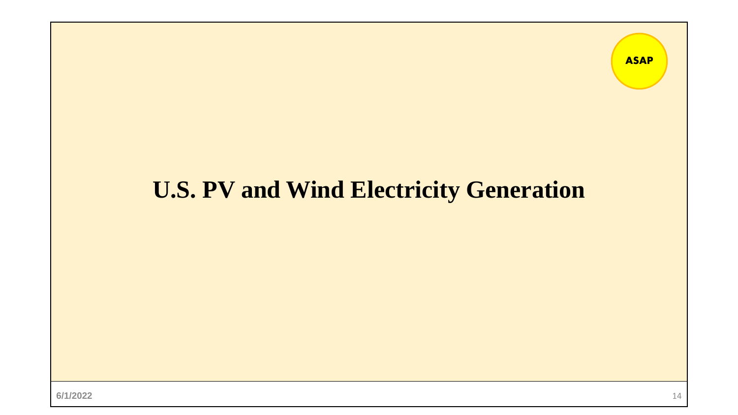# U.S. PV and Wind Electricity Generation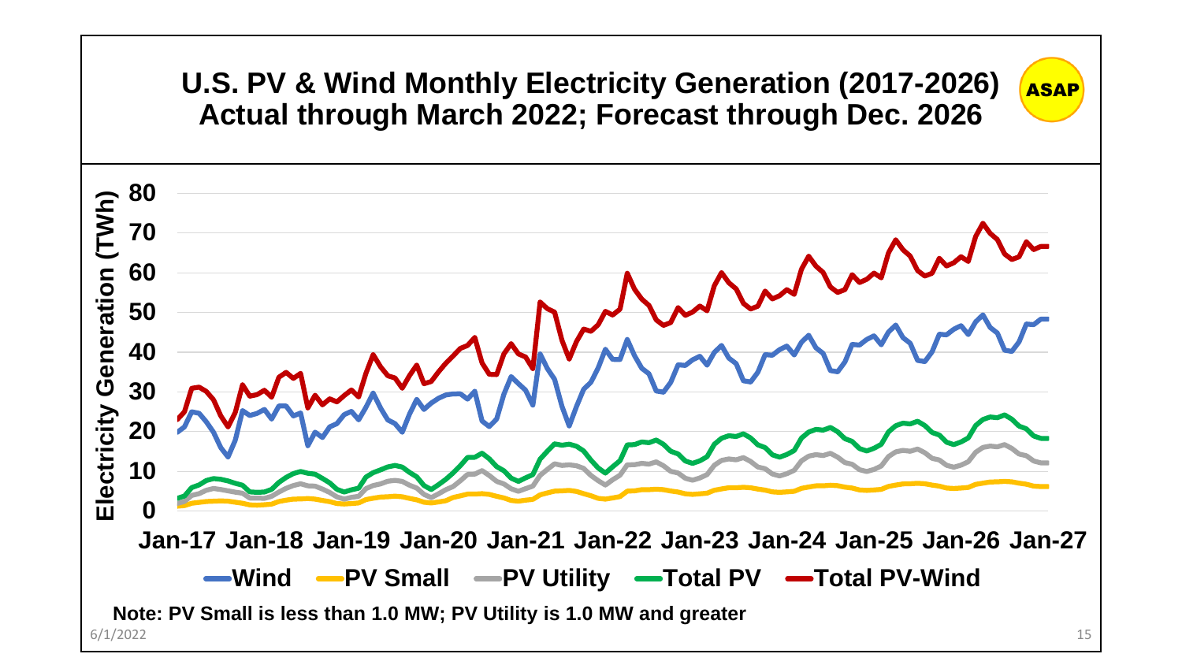# U.S. PV & Wind Monthly Electricity Generation (2017-2026) Actual through March 2022; Forecast through Dec. 2026

ASAP

Electricity Generation (TWh)

80
70
60
50
40
30
20
10
0

Jan-17 Jan-18 Jan-19 Jan-20 Jan-21 Jan-22 Jan-23 Jan-24 Jan-25 Jan-26 Jan-27

Wind | PV Small | PV Utility | Total PV | Total PV-Wind

**Note: PV Small is less than 1.0 MW; PV Utility is 1.0 MW and greater**

6/1/2022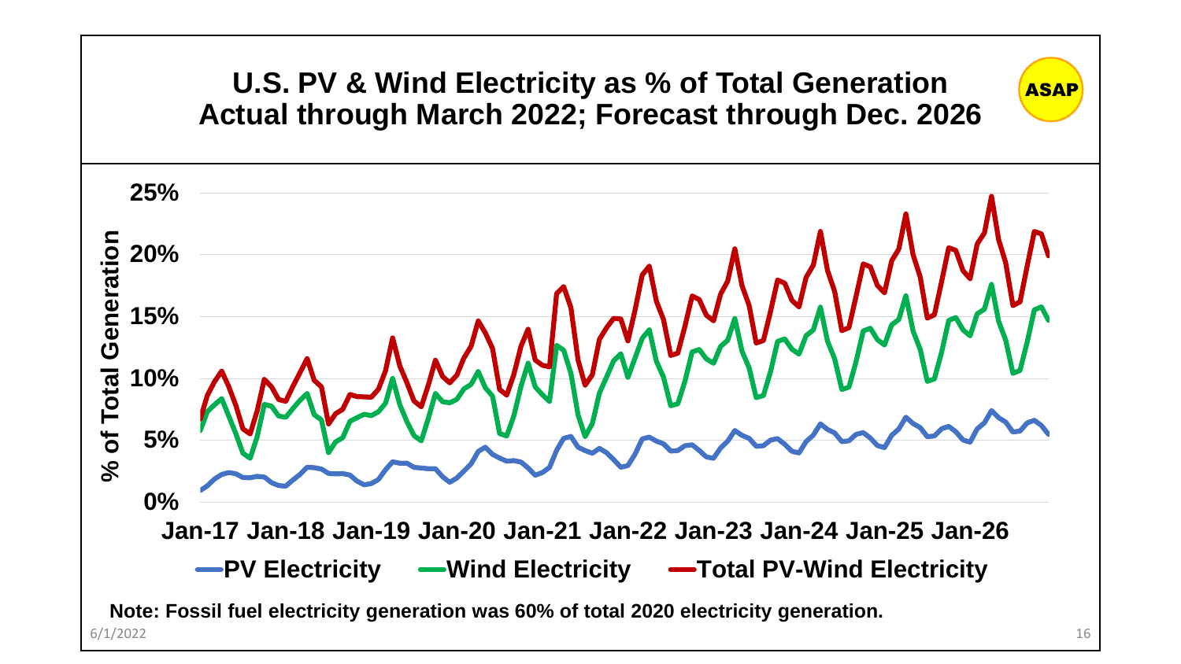# U.S. PV & Wind Electricity as % of Total Generation Actual through March 2022; Forecast through Dec. 2026

ASAP

% of Total Generation

25%
20%
15%
10%
5%
0%

Jan-17 Jan-18 Jan-19 Jan-20 Jan-21 Jan-22 Jan-23 Jan-24 Jan-25 Jan-26

PV Electricity — Wind Electricity — Total PV-Wind Electricity

**Note: Fossil fuel electricity generation was 60% of total 2020 electricity generation.**

6/1/2022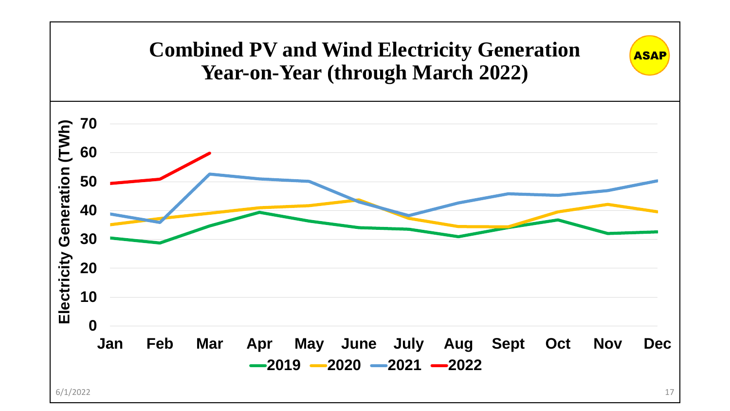# Combined PV and Wind Electricity Generation Year-on-Year (through March 2022)

ASAP

Electricity Generation (TWh)

70
60
50
40
30
20
10
0

Jan Feb Mar Apr May June July Aug Sept Oct Nov Dec

2019 2020 2021 2022

6/1/2022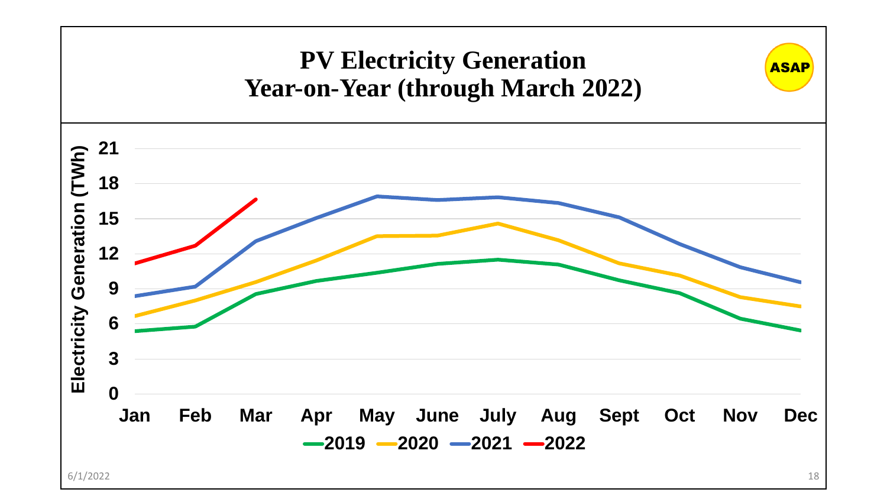# PV Electricity Generation Year-on-Year (through March 2022)

ASAP

Electricity Generation (TWh)

21
18
15
12
9
6
3
0

Jan Feb Mar Apr May June July Aug Sept Oct Nov Dec

2019 2020 2021 2022

6/1/2022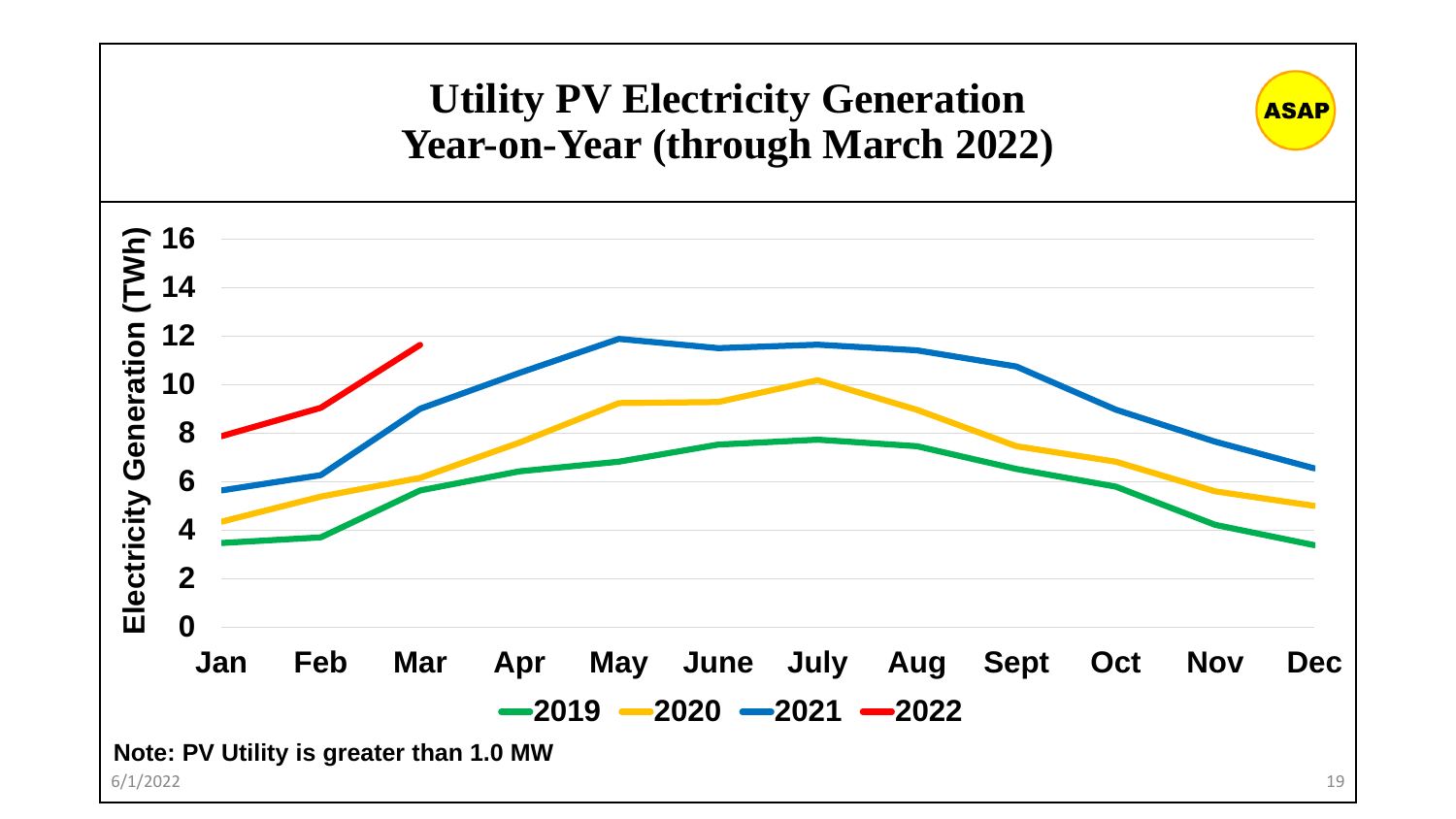# Utility PV Electricity Generation Year-on-Year (through March 2022)

**Note: PV Utility is greater than 1.0 MW**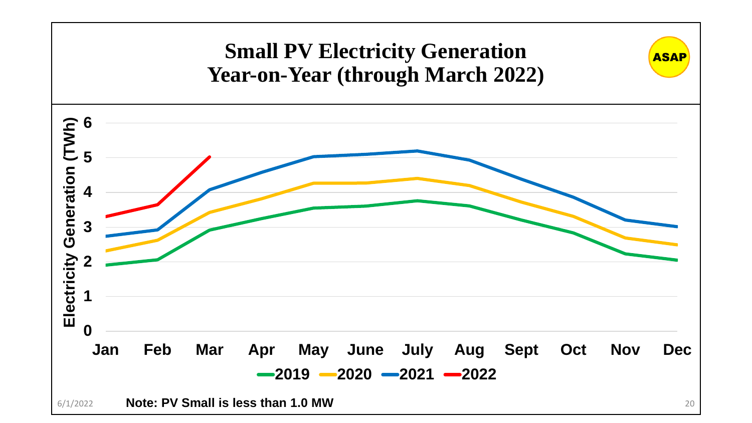# Small PV Electricity Generation Year-on-Year (through March 2022)

Note: PV Small is less than 1.0 MW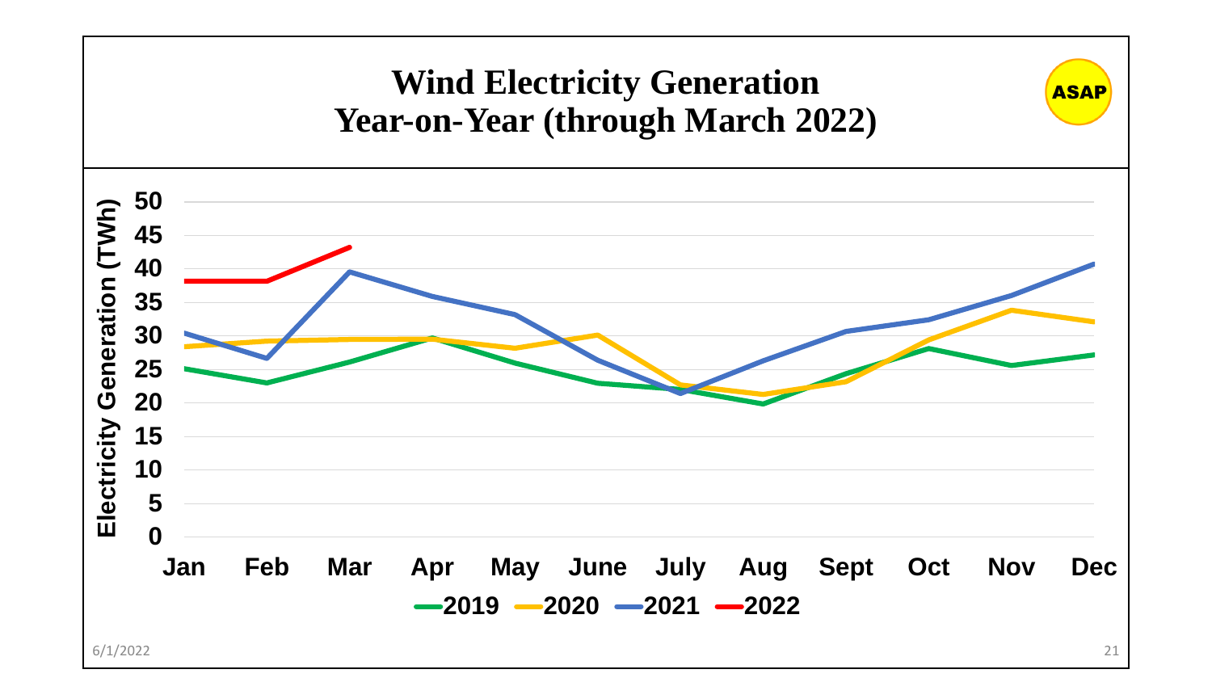# Wind Electricity Generation Year-on-Year (through March 2022)

ASAP

Electricity Generation (TWh)

50
45
40
35
30
25
20
15
10
5
0

Jan Feb Mar Apr May June July Aug Sept Oct Nov Dec

2019 2020 2021 2022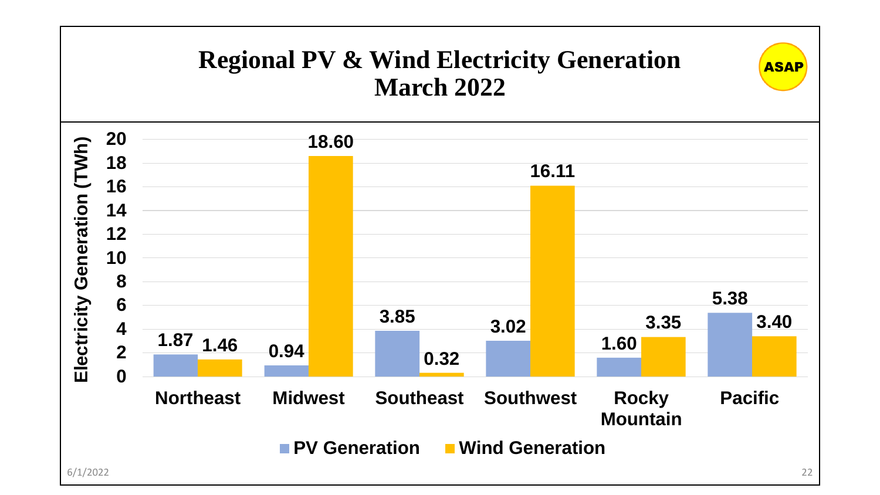# Regional PV & Wind Electricity Generation March 2022

| Region | PV Generation (TWh) | Wind Generation (TWh) |
| --- | --- | --- |
| Northeast | 1.87 | 1.46 |
| Midwest | 0.94 | 18.60 |
| Southeast | 3.85 | 0.32 |
| Southwest | 3.02 | 16.11 |
| Rocky Mountain | 1.60 | 3.35 |
| Pacific | 5.38 | 3.40 |

6/1/2022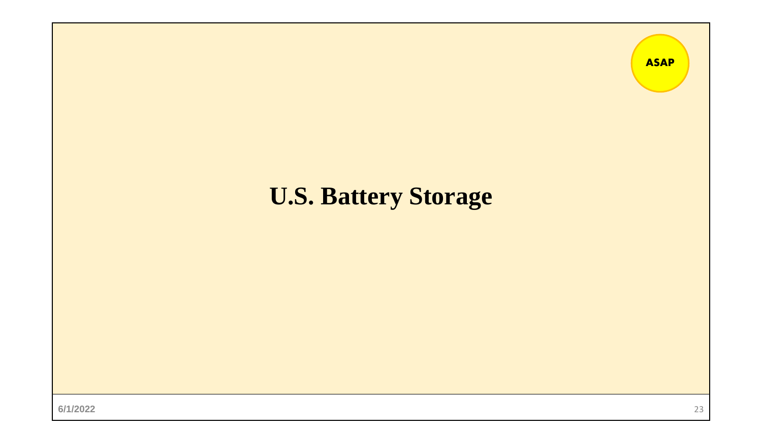ASAP

# U.S. Battery Storage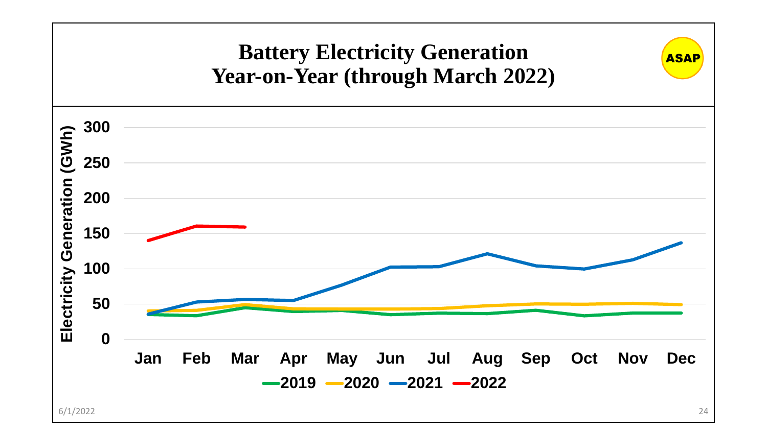# Battery Electricity Generation Year-on-Year (through March 2022)

ASAP

Electricity Generation (GWh)

300
250
200
150
100
50
0

Jan Feb Mar Apr May Jun Jul Aug Sep Oct Nov Dec

2019 2020 2021 2022

6/1/2022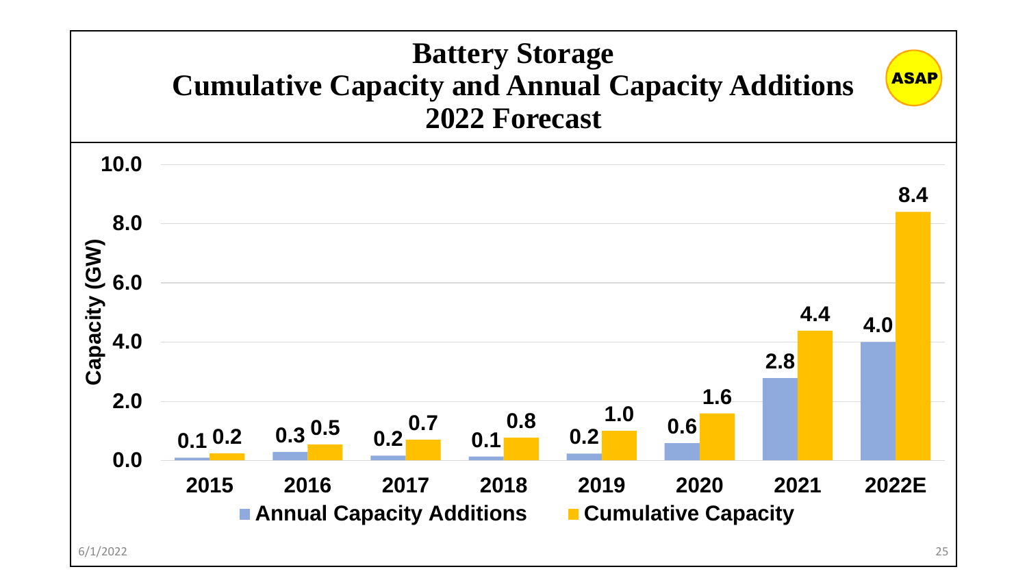# Battery Storage
## Cumulative Capacity and Annual Capacity Additions
## 2022 Forecast

ASAP

| Year | Annual Capacity Additions (GW) | Cumulative Capacity (GW) |
|---|---|---|
| 2015 | 0.1 | 0.2 |
| 2016 | 0.3 | 0.5 |
| 2017 | 0.2 | 0.7 |
| 2018 | 0.1 | 0.8 |
| 2019 | 0.2 | 1.0 |
| 2020 | 0.6 | 1.6 |
| 2021 | 2.8 | 4.4 |
| 2022E | 4.0 | 8.4 |

6/1/2022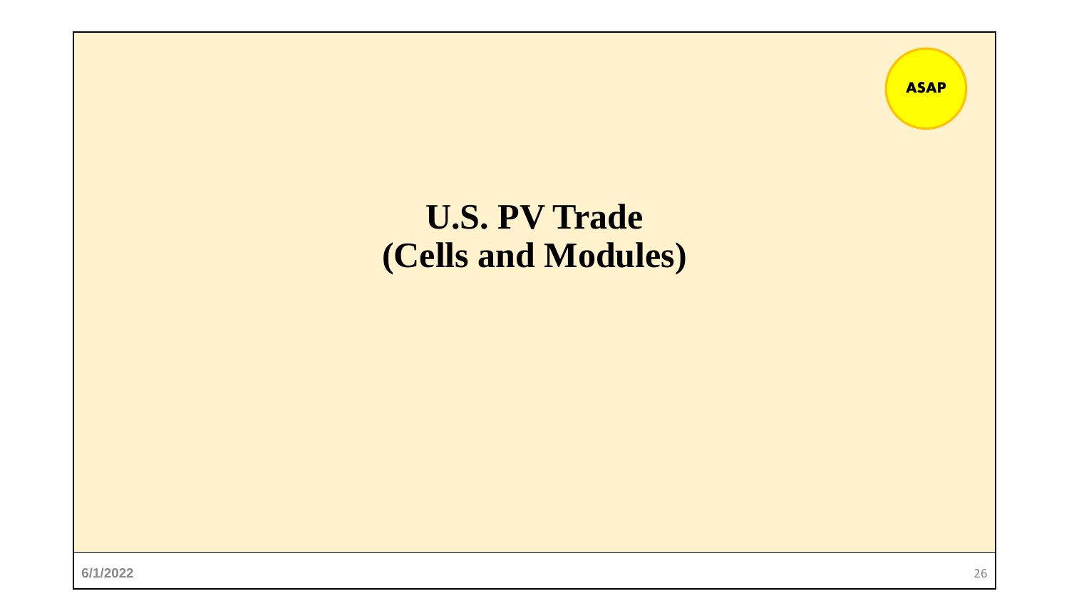ASAP

# U.S. PV Trade
# (Cells and Modules)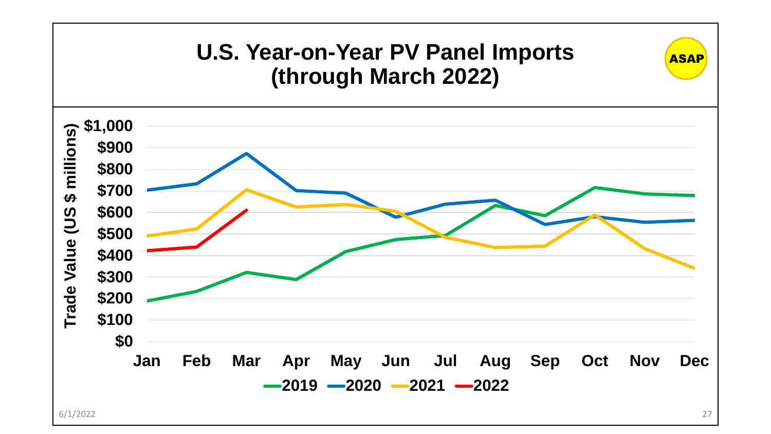# U.S. Year-on-Year PV Panel Imports (through March 2022)

ASAP

Trade Value (US $ millions)

$1,000
$900
$800
$700
$600
$500
$400
$300
$200
$100
$0

Jan Feb Mar Apr May Jun Jul Aug Sep Oct Nov Dec

2019 2020 2021 2022

6/1/2022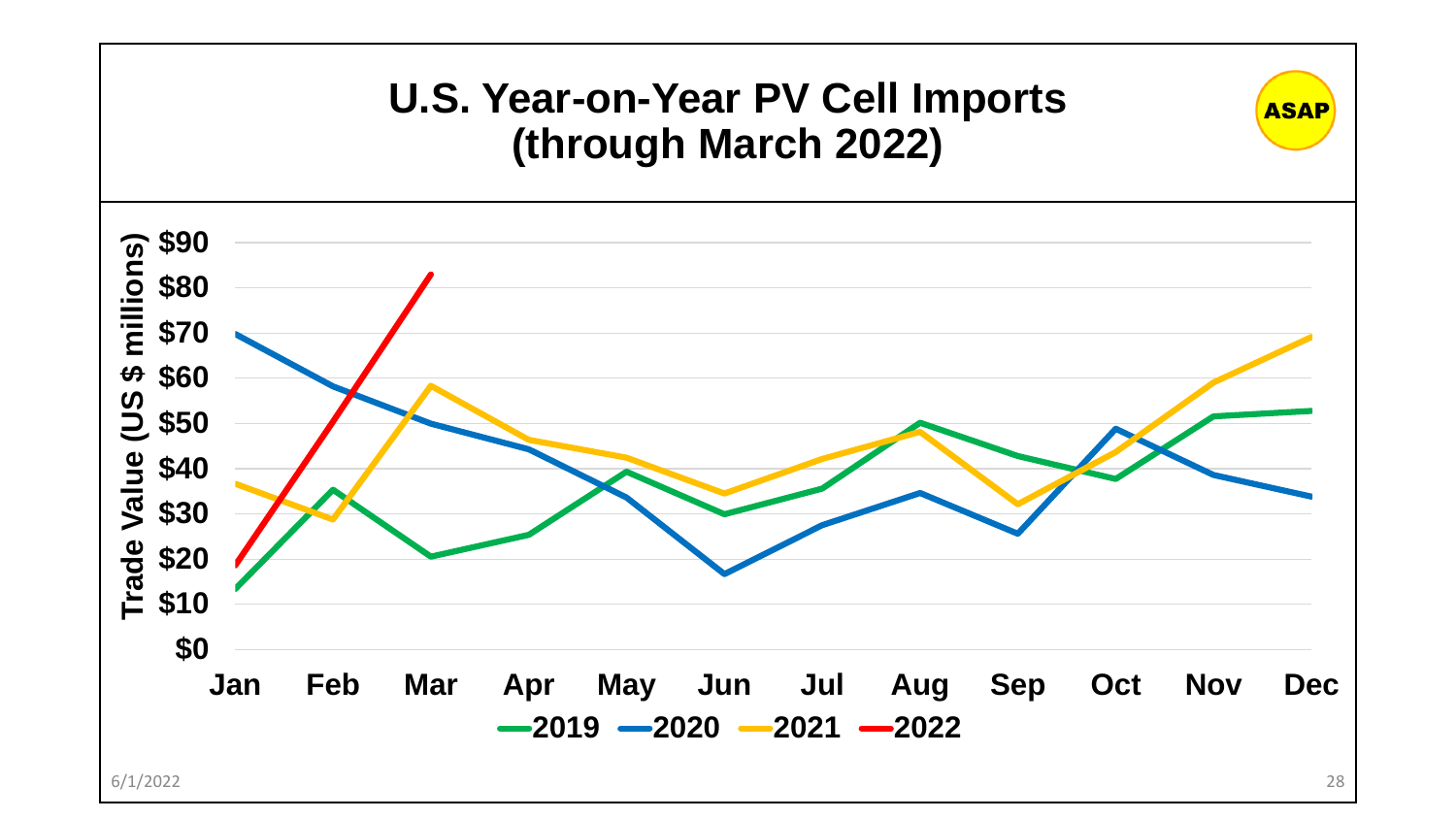# U.S. Year-on-Year PV Cell Imports (through March 2022)

ASAP

Trade Value (US $ millions)

$90
$80
$70
$60
$50
$40
$30
$20
$10
$0

Jan Feb Mar Apr May Jun Jul Aug Sep Oct Nov Dec

2019 2020 2021 2022

6/1/2022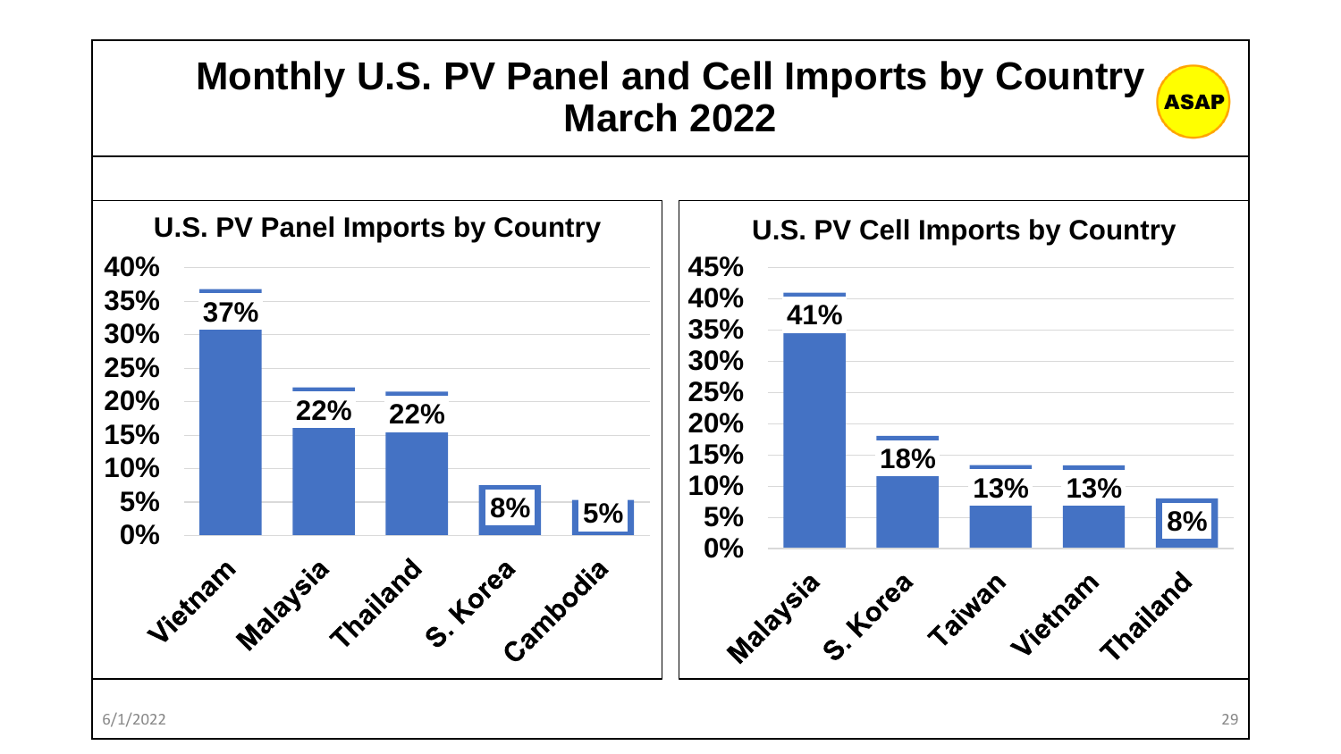# Monthly U.S. PV Panel and Cell Imports by Country March 2022

ASAP

## U.S. PV Panel Imports by Country

| Country | Share |
|---|---|
| Vietnam | 37% |
| Malaysia | 22% |
| Thailand | 22% |
| S. Korea | 8% |
| Cambodia | 5% |

## U.S. PV Cell Imports by Country

| Country | Share |
|---|---|
| Malaysia | 41% |
| S. Korea | 18% |
| Taiwan | 13% |
| Vietnam | 13% |
| Thailand | 8% |

6/1/2022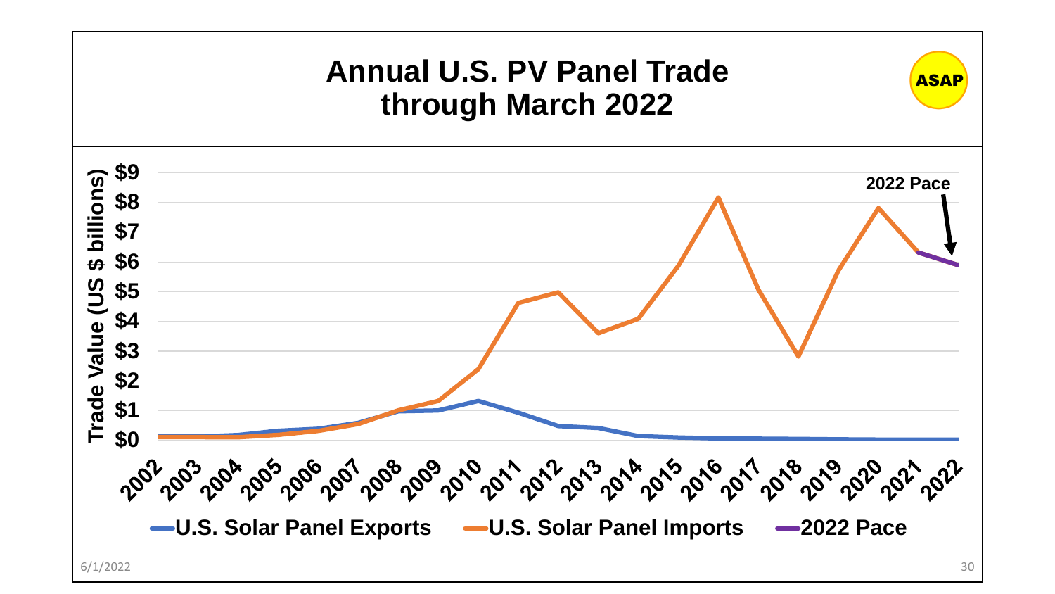# Annual U.S. PV Panel Trade through March 2022

ASAP

Trade Value (US $ billions)

$9, $8, $7, $6, $5, $4, $3, $2, $1, $0

2002, 2003, 2004, 2005, 2006, 2007, 2008, 2009, 2010, 2011, 2012, 2013, 2014, 2015, 2016, 2017, 2018, 2019, 2020, 2021, 2022

2022 Pace

U.S. Solar Panel Exports — U.S. Solar Panel Imports — 2022 Pace

6/1/2022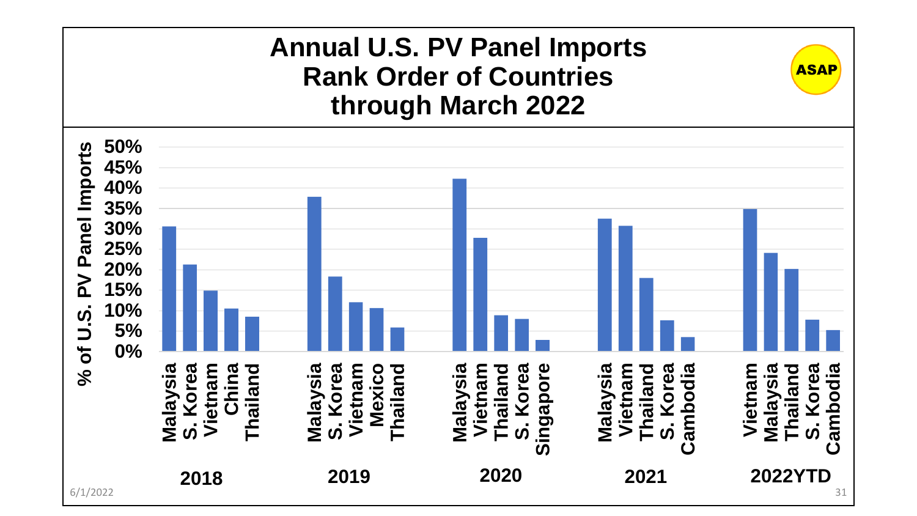# Annual U.S. PV Panel Imports Rank Order of Countries through March 2022

ASAP

% of U.S. PV Panel Imports

| Year | Rank 1 | Rank 2 | Rank 3 | Rank 4 | Rank 5 |
|---|---|---|---|---|---|
| 2018 | Malaysia | S. Korea | Vietnam | China | Thailand |
| 2019 | Malaysia | S. Korea | Vietnam | Mexico | Thailand |
| 2020 | Malaysia | Vietnam | Thailand | S. Korea | Singapore |
| 2021 | Malaysia | Vietnam | Thailand | S. Korea | Cambodia |
| 2022YTD | Vietnam | Malaysia | Thailand | S. Korea | Cambodia |

6/1/2022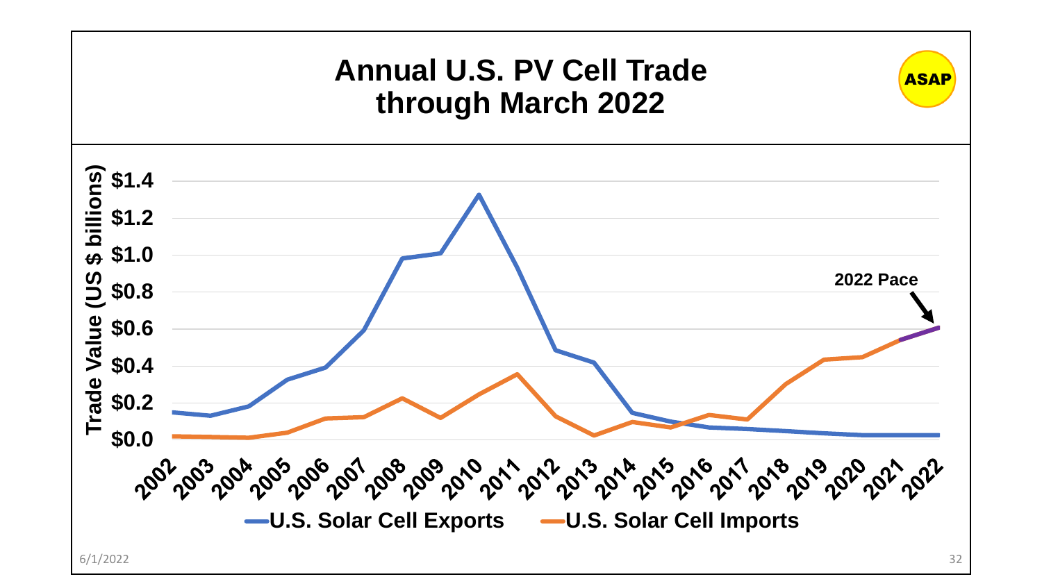# Annual U.S. PV Cell Trade through March 2022

ASAP

Trade Value (US $ billions)

$1.4
$1.2
$1.0
$0.8
$0.6
$0.4
$0.2
$0.0

2002 2003 2004 2005 2006 2007 2008 2009 2010 2011 2012 2013 2014 2015 2016 2017 2018 2019 2020 2021 2022

2022 Pace

U.S. Solar Cell Exports — U.S. Solar Cell Imports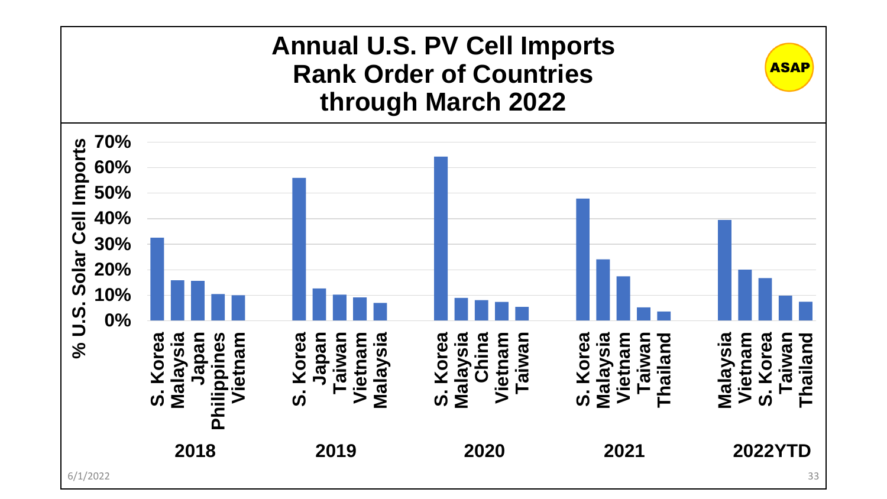# Annual U.S. PV Cell Imports Rank Order of Countries through March 2022

ASAP

% U.S. Solar Cell Imports

| Year | Rank 1 | Rank 2 | Rank 3 | Rank 4 | Rank 5 |
|---|---|---|---|---|---|
| 2018 | S. Korea | Malaysia | Japan | Philippines | Vietnam |
| 2019 | S. Korea | Japan | Taiwan | Vietnam | Malaysia |
| 2020 | S. Korea | Malaysia | China | Vietnam | Taiwan |
| 2021 | S. Korea | Malaysia | Vietnam | Taiwan | Thailand |
| 2022YTD | Malaysia | Vietnam | S. Korea | Taiwan | Thailand |

6/1/2022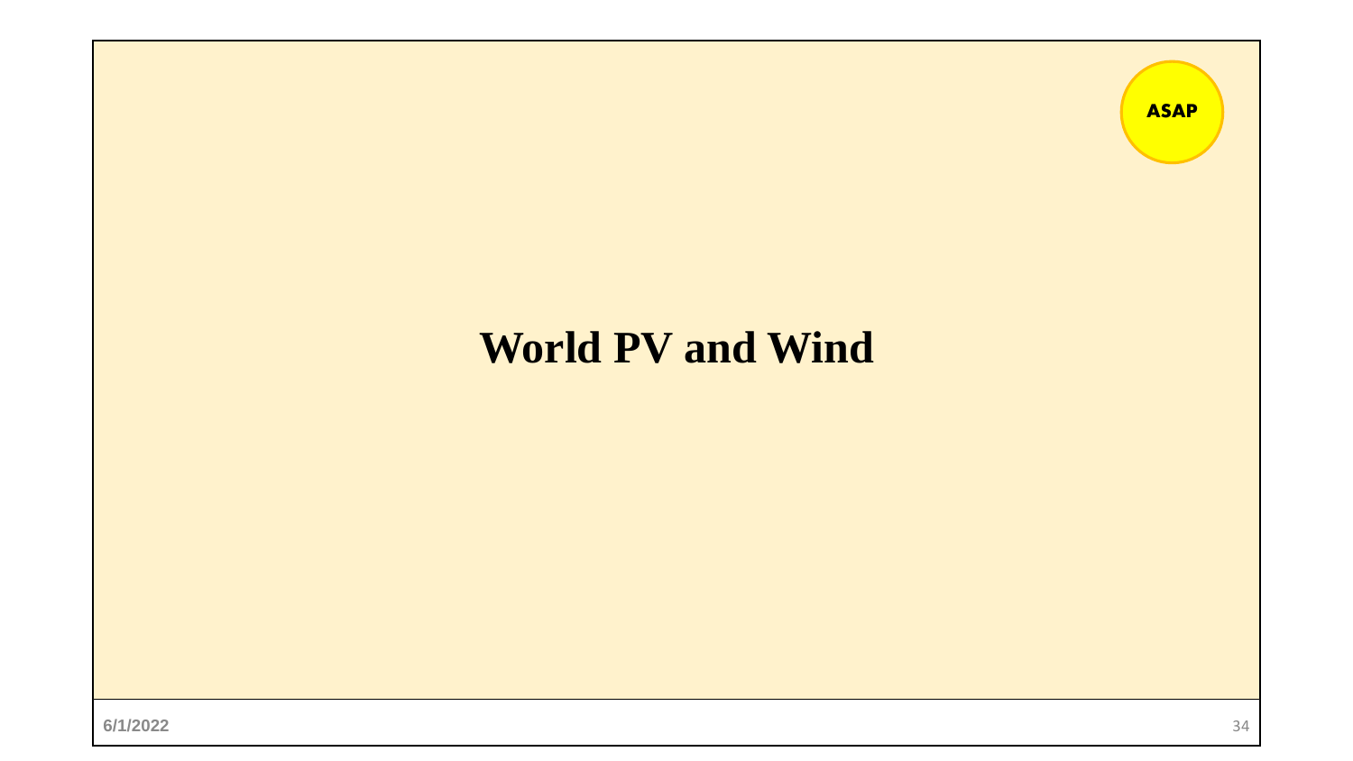ASAP

# World PV and Wind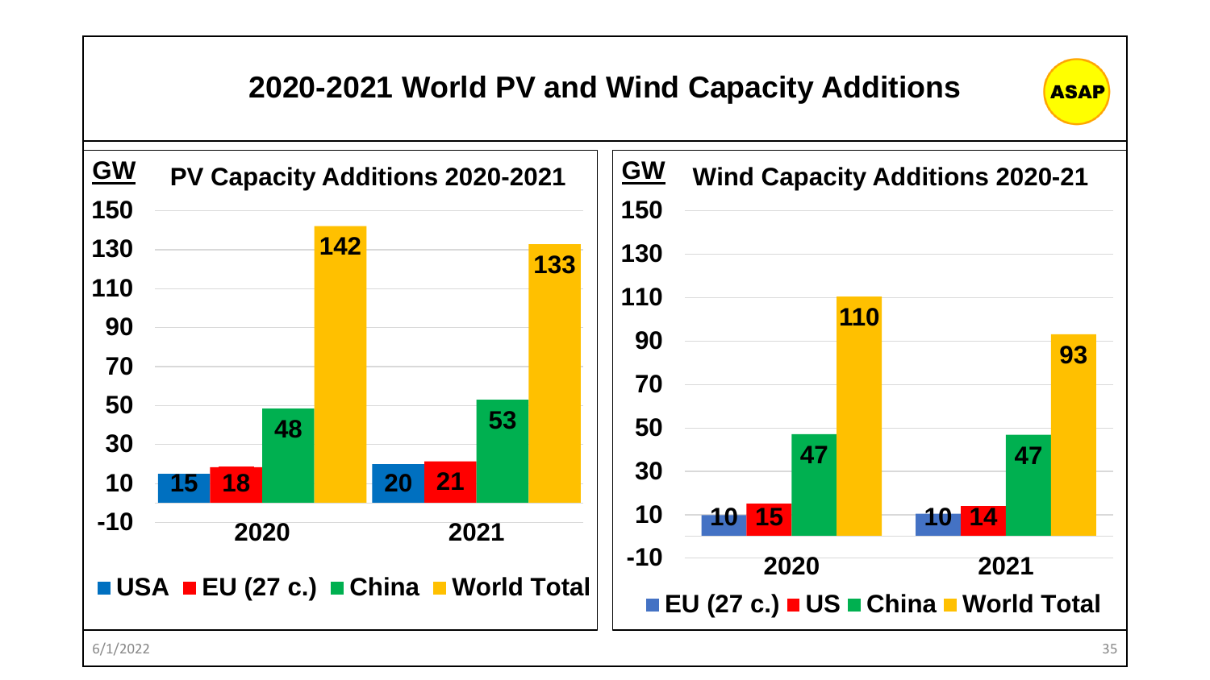# 2020-2021 World PV and Wind Capacity Additions

ASAP

## PV Capacity Additions 2020-2021

GW

| | USA | EU (27 c.) | China | World Total |
|---|---|---|---|---|
| 2020 | 15 | 18 | 48 | 142 |
| 2021 | 20 | 21 | 53 | 133 |

## Wind Capacity Additions 2020-21

GW

| | EU (27 c.) | US | China | World Total |
|---|---|---|---|---|
| 2020 | 10 | 15 | 47 | 110 |
| 2021 | 10 | 14 | 47 | 93 |

6/1/2022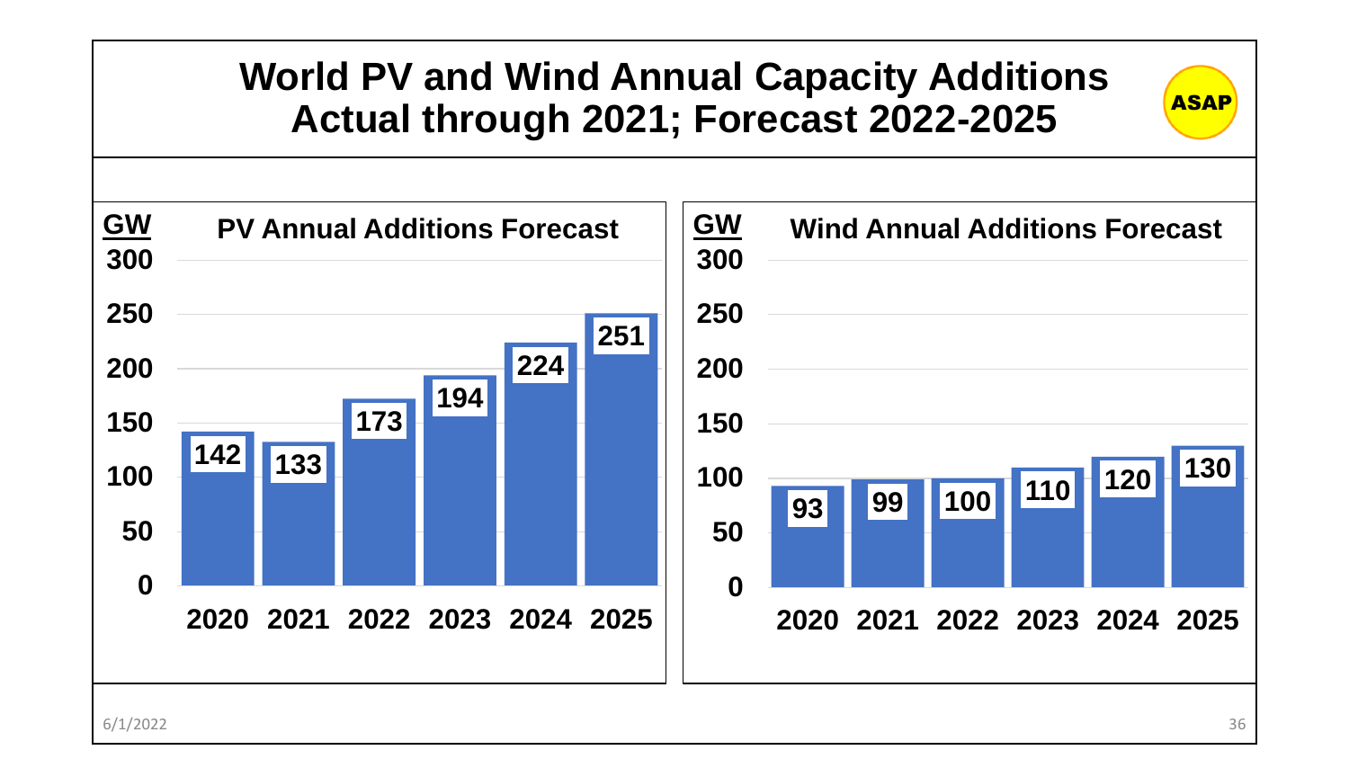# World PV and Wind Annual Capacity Additions Actual through 2021; Forecast 2022-2025

ASAP

## PV Annual Additions Forecast

| Year | GW |
|---|---|
| 2020 | 142 |
| 2021 | 133 |
| 2022 | 173 |
| 2023 | 194 |
| 2024 | 224 |
| 2025 | 251 |

## Wind Annual Additions Forecast

| Year | GW |
|---|---|
| 2020 | 93 |
| 2021 | 99 |
| 2022 | 100 |
| 2023 | 110 |
| 2024 | 120 |
| 2025 | 130 |

6/1/2022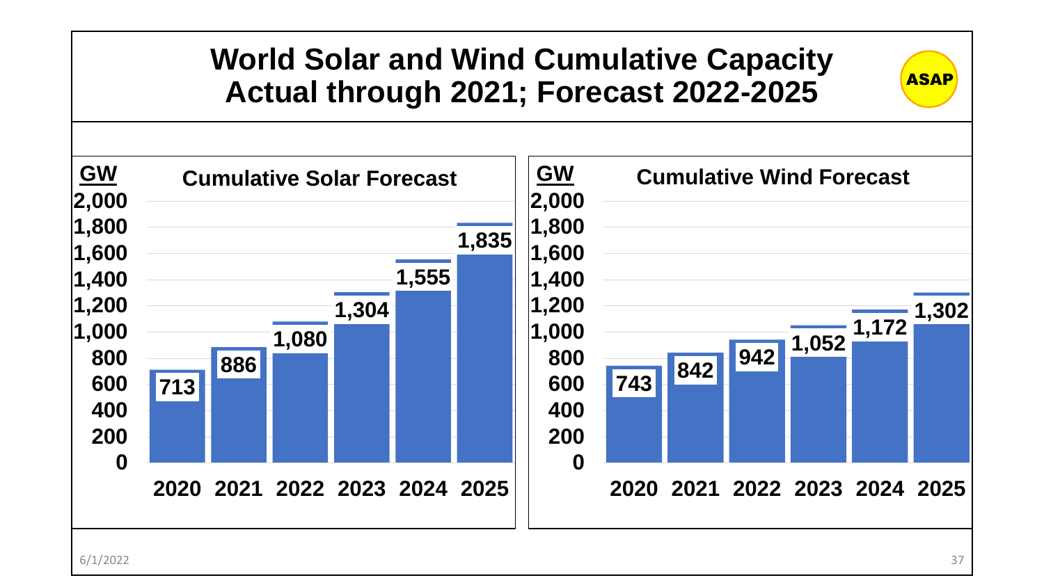# World Solar and Wind Cumulative Capacity
## Actual through 2021; Forecast 2022-2025

ASAP

### Cumulative Solar Forecast

| Year | GW |
|---|---|
| 2020 | 713 |
| 2021 | 886 |
| 2022 | 1,080 |
| 2023 | 1,304 |
| 2024 | 1,555 |
| 2025 | 1,835 |

### Cumulative Wind Forecast

| Year | GW |
|---|---|
| 2020 | 743 |
| 2021 | 842 |
| 2022 | 942 |
| 2023 | 1,052 |
| 2024 | 1,172 |
| 2025 | 1,302 |

6/1/2022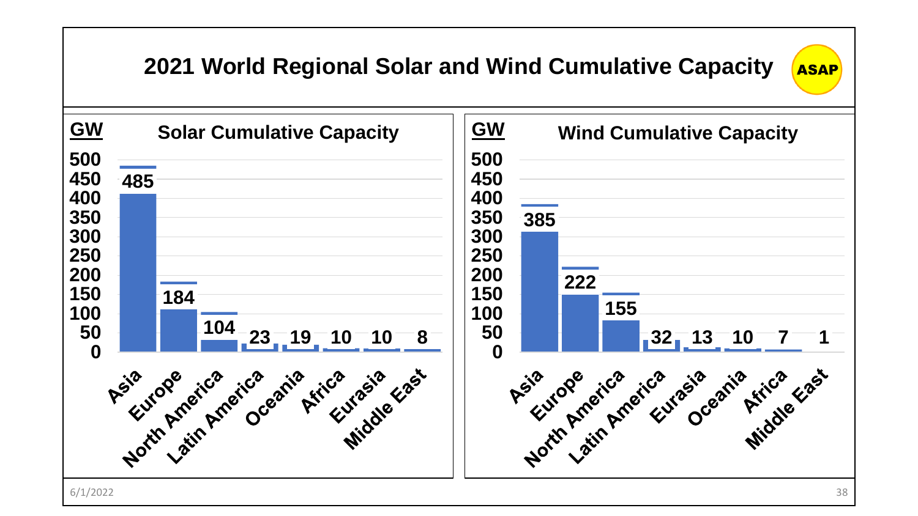# 2021 World Regional Solar and Wind Cumulative Capacity

ASAP

## Solar Cumulative Capacity

| Region | GW |
|---|---|
| Asia | 485 |
| Europe | 184 |
| North America | 104 |
| Latin America | 23 |
| Oceania | 19 |
| Africa | 10 |
| Eurasia | 10 |
| Middle East | 8 |

## Wind Cumulative Capacity

| Region | GW |
|---|---|
| Asia | 385 |
| Europe | 222 |
| North America | 155 |
| Latin America | 32 |
| Eurasia | 13 |
| Oceania | 10 |
| Africa | 7 |
| Middle East | 1 |

6/1/2022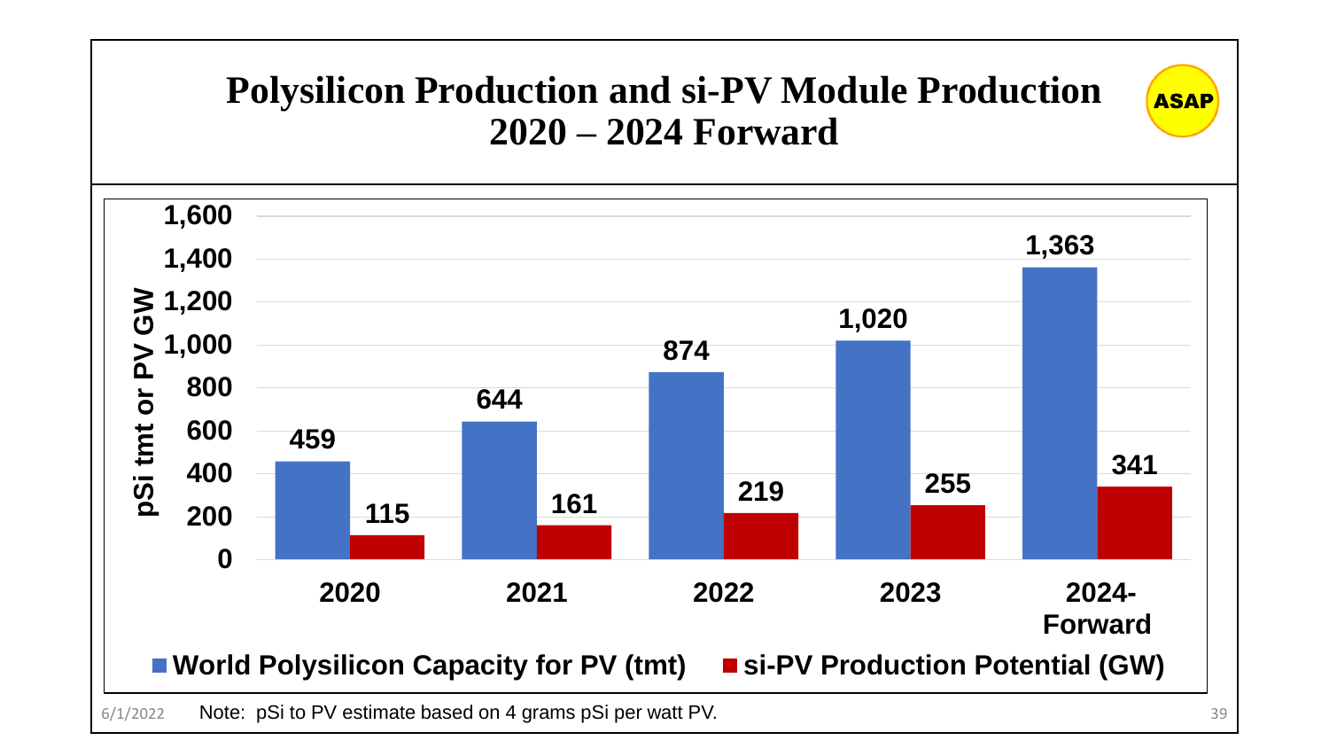# Polysilicon Production and si-PV Module Production 2020 – 2024 Forward

ASAP

| | 2020 | 2021 | 2022 | 2023 | 2024-Forward |
|---|---|---|---|---|---|
| World Polysilicon Capacity for PV (tmt) | 459 | 644 | 874 | 1,020 | 1,363 |
| si-PV Production Potential (GW) | 115 | 161 | 219 | 255 | 341 |

Y-axis: pSi tmt or PV GW

Note: pSi to PV estimate based on 4 grams pSi per watt PV.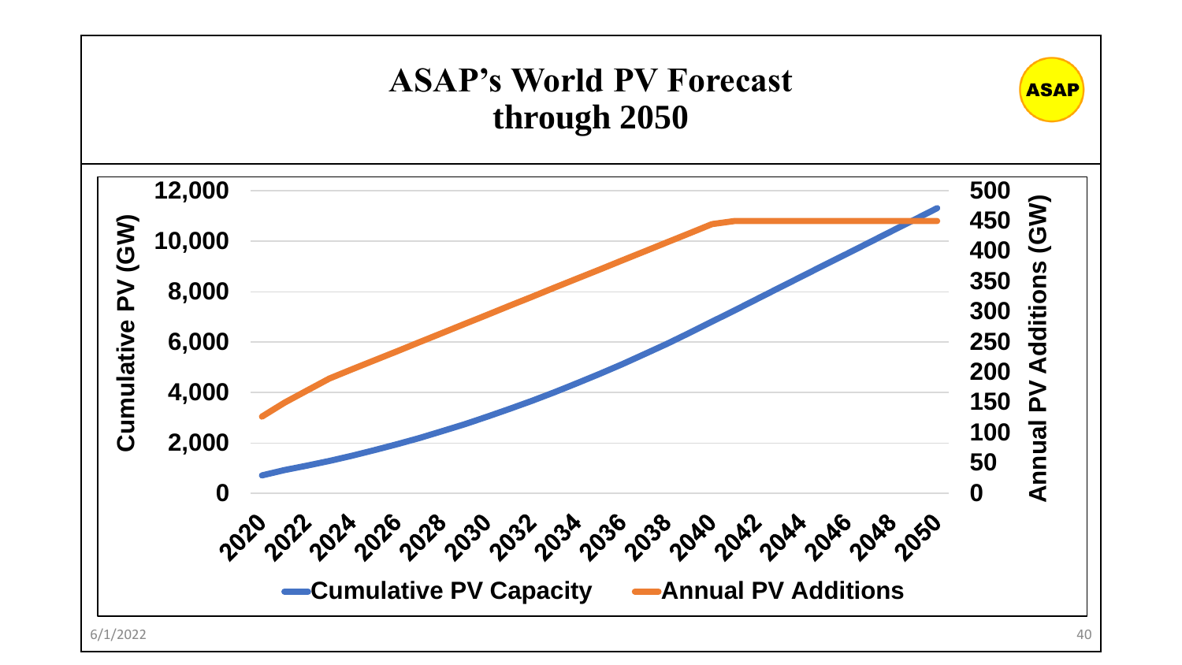# ASAP's World PV Forecast through 2050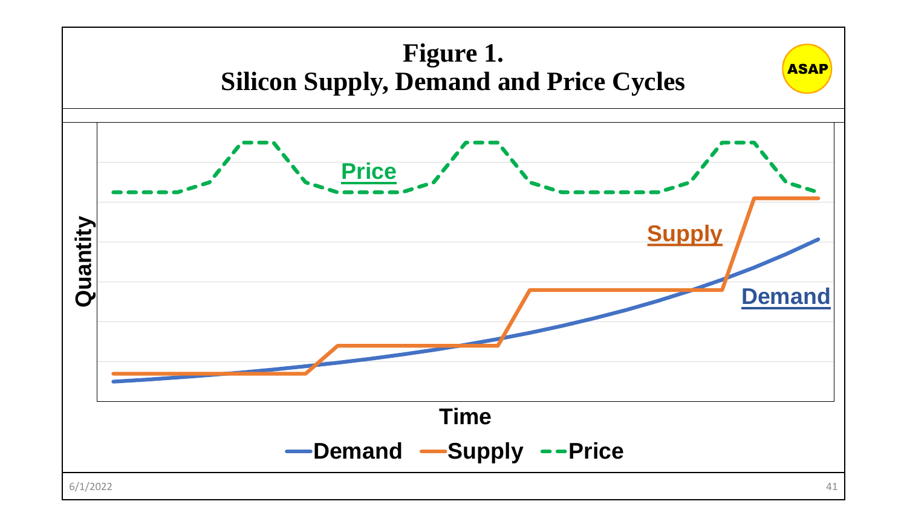# Figure 1.
## Silicon Supply, Demand and Price Cycles

ASAP

Price

Supply

Demand

Quantity

Time

Demand Supply Price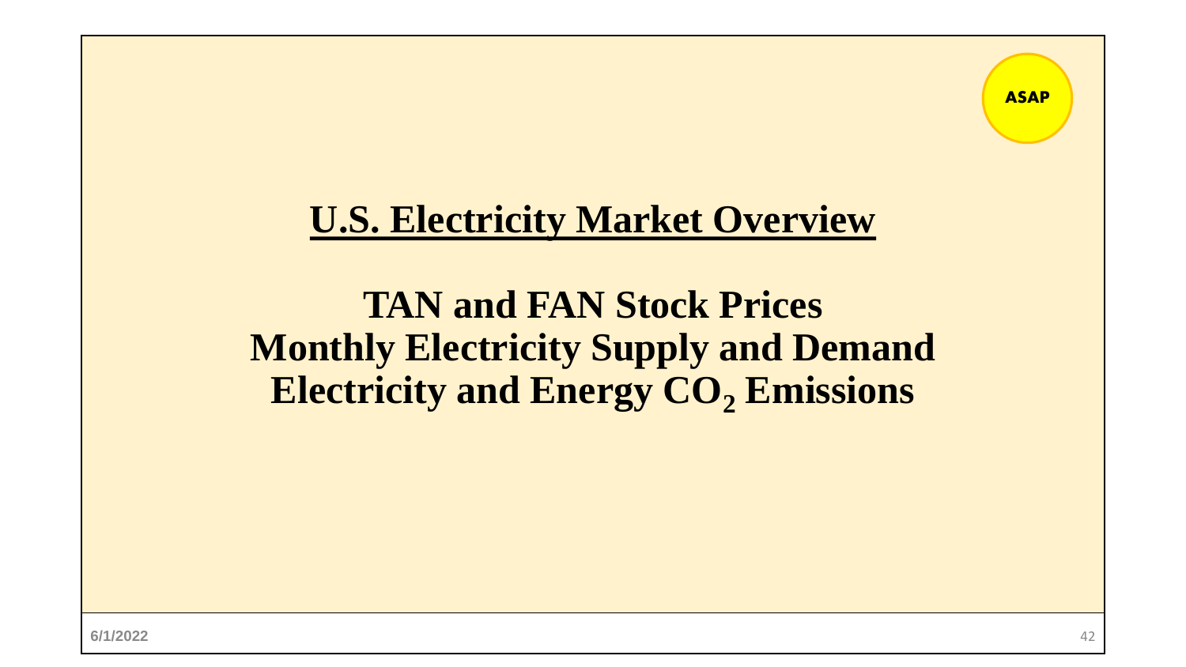ASAP

# U.S. Electricity Market Overview

## TAN and FAN Stock Prices
## Monthly Electricity Supply and Demand
## Electricity and Energy $CO_2$ Emissions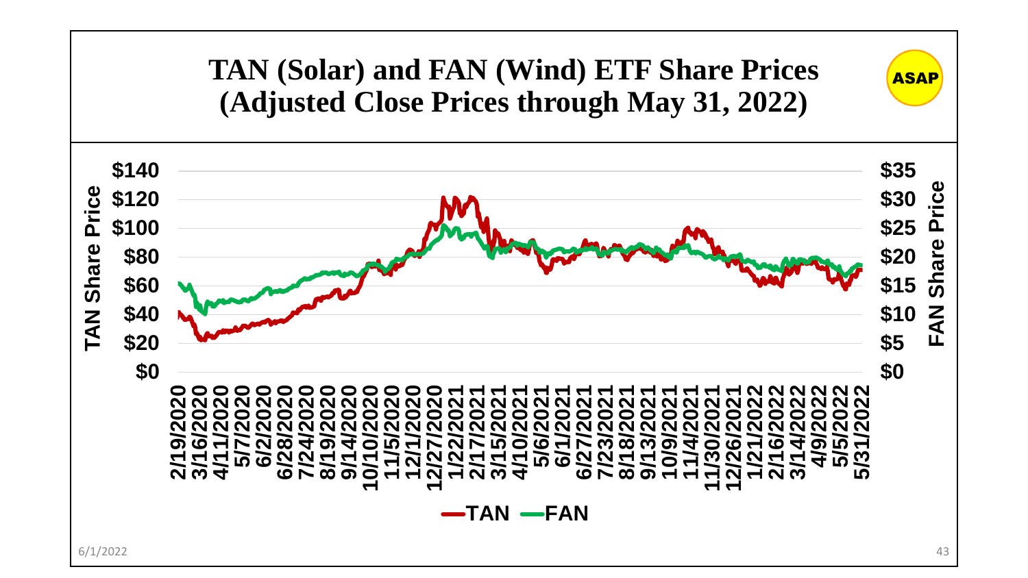# TAN (Solar) and FAN (Wind) ETF Share Prices (Adjusted Close Prices through May 31, 2022)

ASAP

TAN Share Price: $0, $20, $40, $60, $80, $100, $120, $140

FAN Share Price: $0, $5, $10, $15, $20, $25, $30, $35

2/19/2020, 3/16/2020, 4/11/2020, 5/7/2020, 6/2/2020, 6/28/2020, 7/24/2020, 8/19/2020, 9/14/2020, 10/10/2020, 11/5/2020, 12/1/2020, 12/27/2020, 1/22/2021, 2/17/2021, 3/15/2021, 4/10/2021, 5/6/2021, 6/1/2021, 6/27/2021, 7/23/2021, 8/18/2021, 9/13/2021, 10/9/2021, 11/4/2021, 11/30/2021, 12/26/2021, 1/21/2022, 2/16/2022, 3/14/2022, 4/9/2022, 5/5/2022, 5/31/2022

TAN FAN

6/1/2022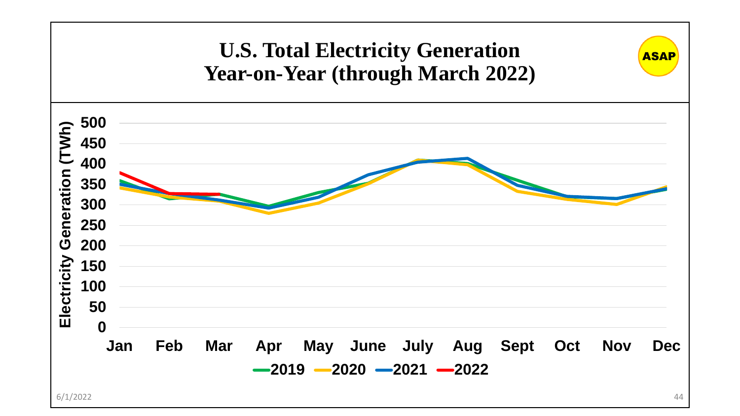# U.S. Total Electricity Generation Year-on-Year (through March 2022)

ASAP

Electricity Generation (TWh)

500
450
400
350
300
250
200
150
100
50
0

Jan Feb Mar Apr May June July Aug Sept Oct Nov Dec

2019 2020 2021 2022

6/1/2022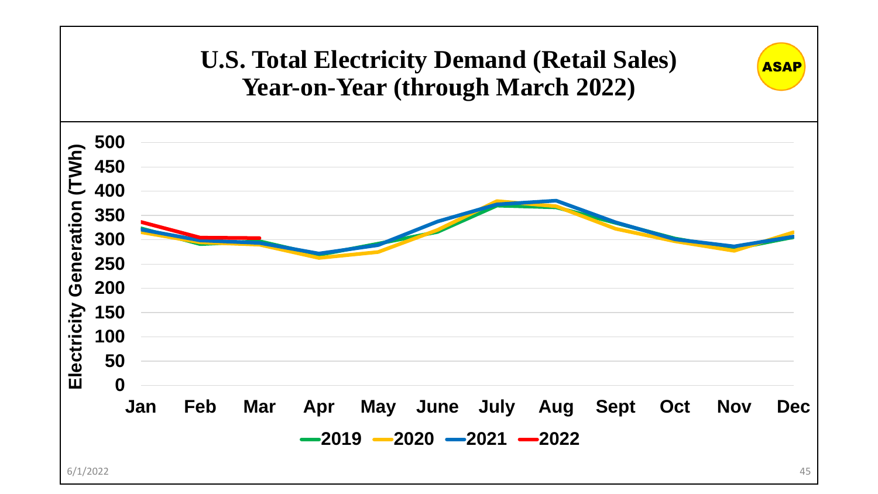# U.S. Total Electricity Demand (Retail Sales) Year-on-Year (through March 2022)

ASAP

Electricity Generation (TWh)

500
450
400
350
300
250
200
150
100
50
0

Jan Feb Mar Apr May June July Aug Sept Oct Nov Dec

2019 2020 2021 2022

6/1/2022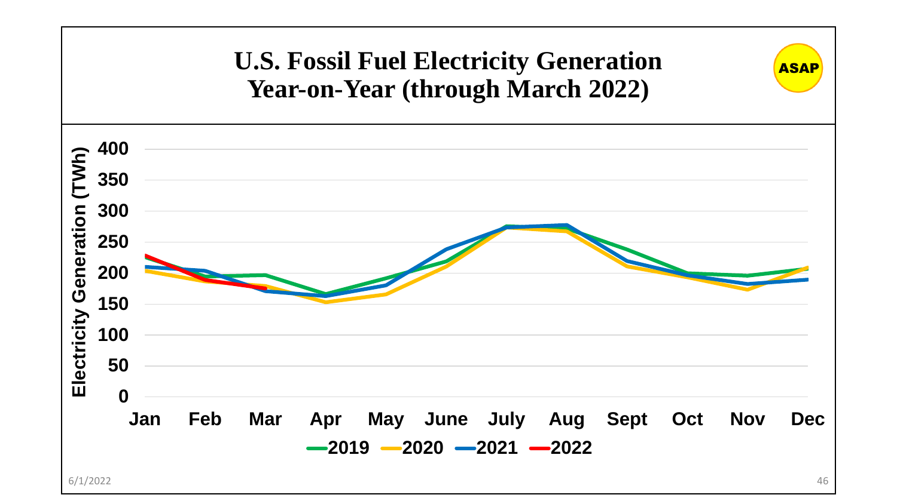# U.S. Fossil Fuel Electricity Generation Year-on-Year (through March 2022)

ASAP

Electricity Generation (TWh)

400
350
300
250
200
150
100
50
0

Jan Feb Mar Apr May June July Aug Sept Oct Nov Dec

2019 2020 2021 2022

6/1/2022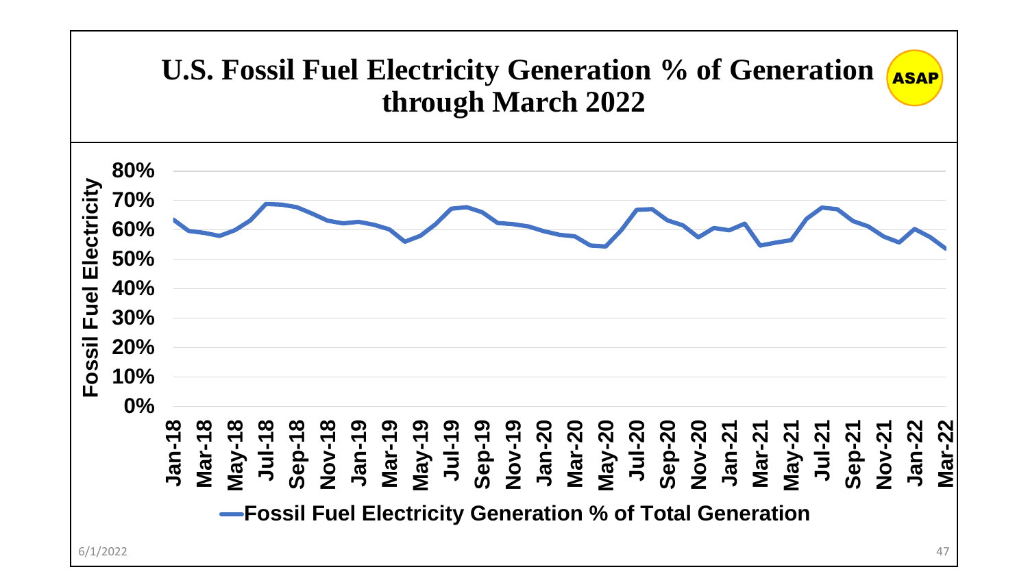# U.S. Fossil Fuel Electricity Generation % of Generation through March 2022

ASAP

Fossil Fuel Electricity

80%
70%
60%
50%
40%
30%
20%
10%
0%

Jan-18 Mar-18 May-18 Jul-18 Sep-18 Nov-18 Jan-19 Mar-19 May-19 Jul-19 Sep-19 Nov-19 Jan-20 Mar-20 May-20 Jul-20 Sep-20 Nov-20 Jan-21 Mar-21 May-21 Jul-21 Sep-21 Nov-21 Jan-22 Mar-22

Fossil Fuel Electricity Generation % of Total Generation

6/1/2022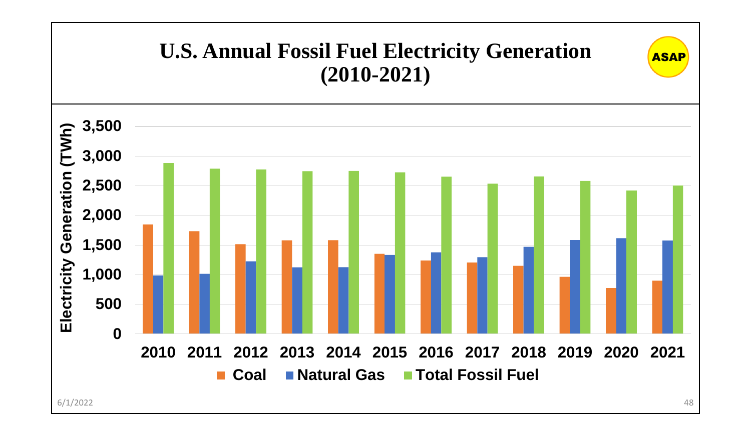# U.S. Annual Fossil Fuel Electricity Generation (2010-2021)

ASAP

Electricity Generation (TWh)

3,500
3,000
2,500
2,000
1,500
1,000
500
0

2010 2011 2012 2013 2014 2015 2016 2017 2018 2019 2020 2021

Coal | Natural Gas | Total Fossil Fuel

6/1/2022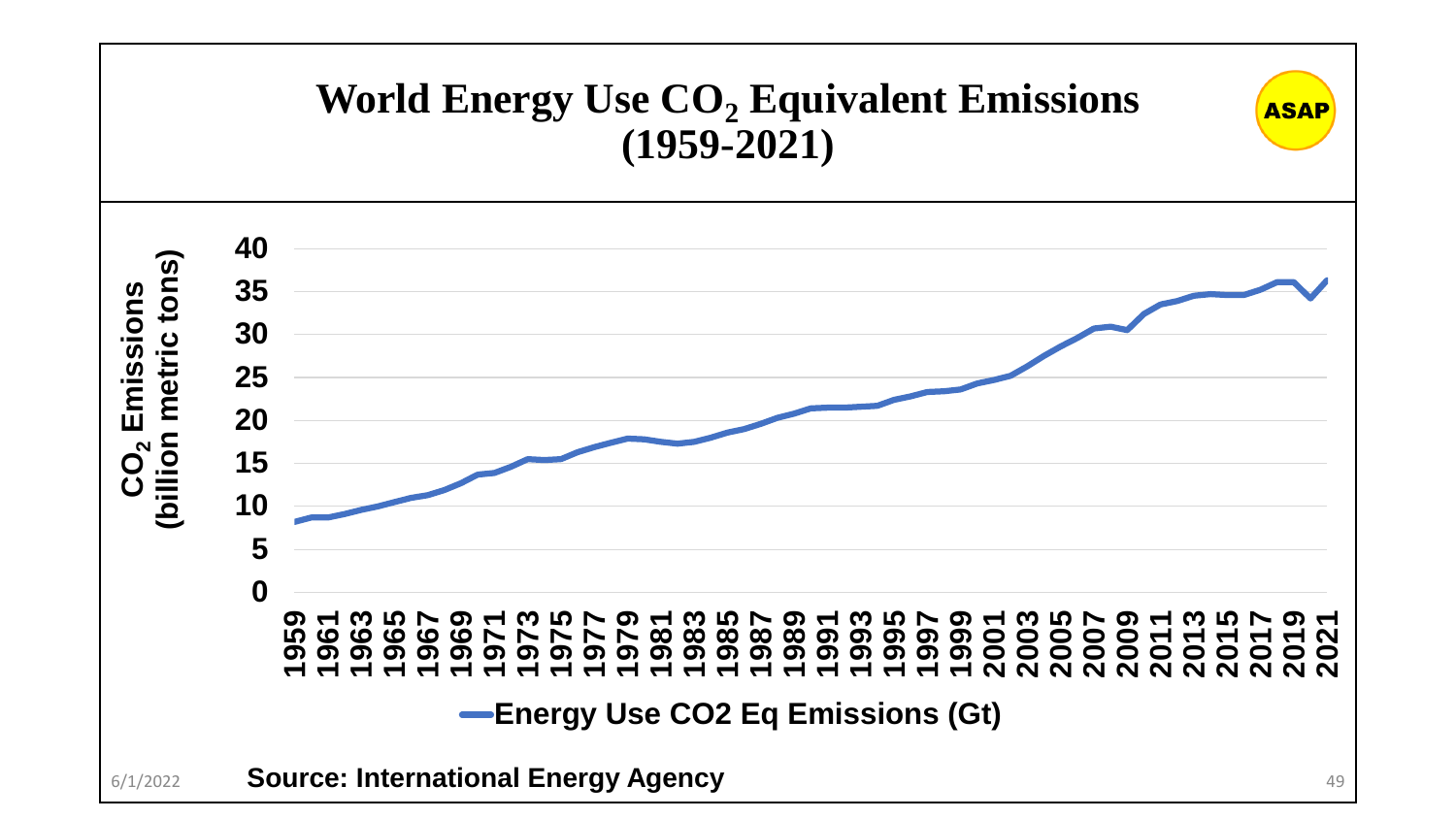# World Energy Use $CO_2$ Equivalent Emissions (1959-2021)

ASAP

$CO_2$ Emissions (billion metric tons)

40
35
30
25
20
15
10
5
0

1959 1961 1963 1965 1967 1969 1971 1973 1975 1977 1979 1981 1983 1985 1987 1989 1991 1993 1995 1997 1999 2001 2003 2005 2007 2009 2011 2013 2015 2017 2019 2021

Energy Use CO2 Eq Emissions (Gt)

**Source: International Energy Agency**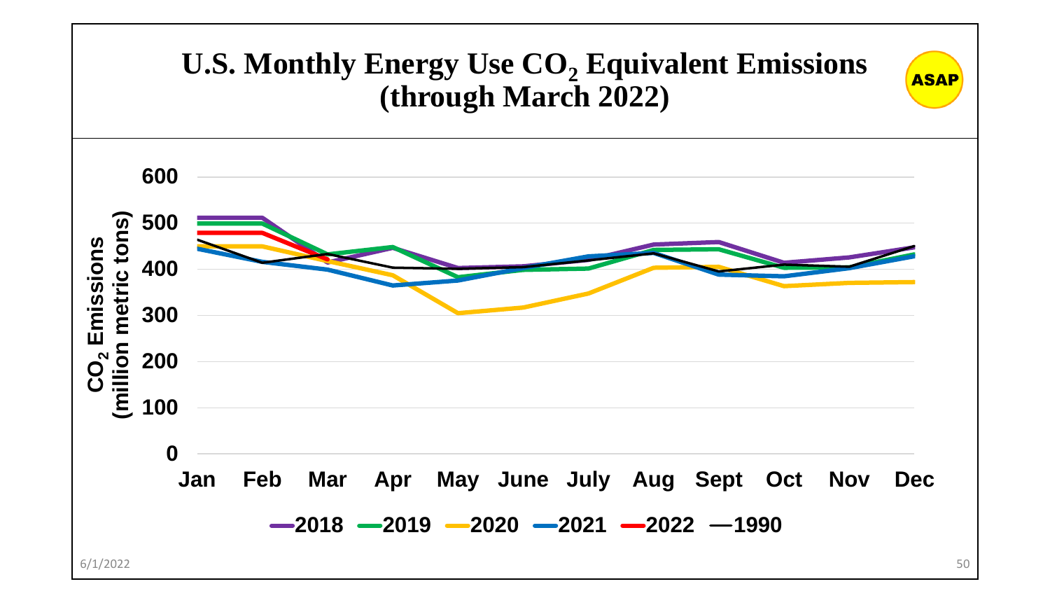# U.S. Monthly Energy Use $CO_2$ Equivalent Emissions (through March 2022)

ASAP

$CO_2$ Emissions (million metric tons)

600
500
400
300
200
100
0

Jan Feb Mar Apr May June July Aug Sept Oct Nov Dec

2018 2019 2020 2021 2022 1990

6/1/2022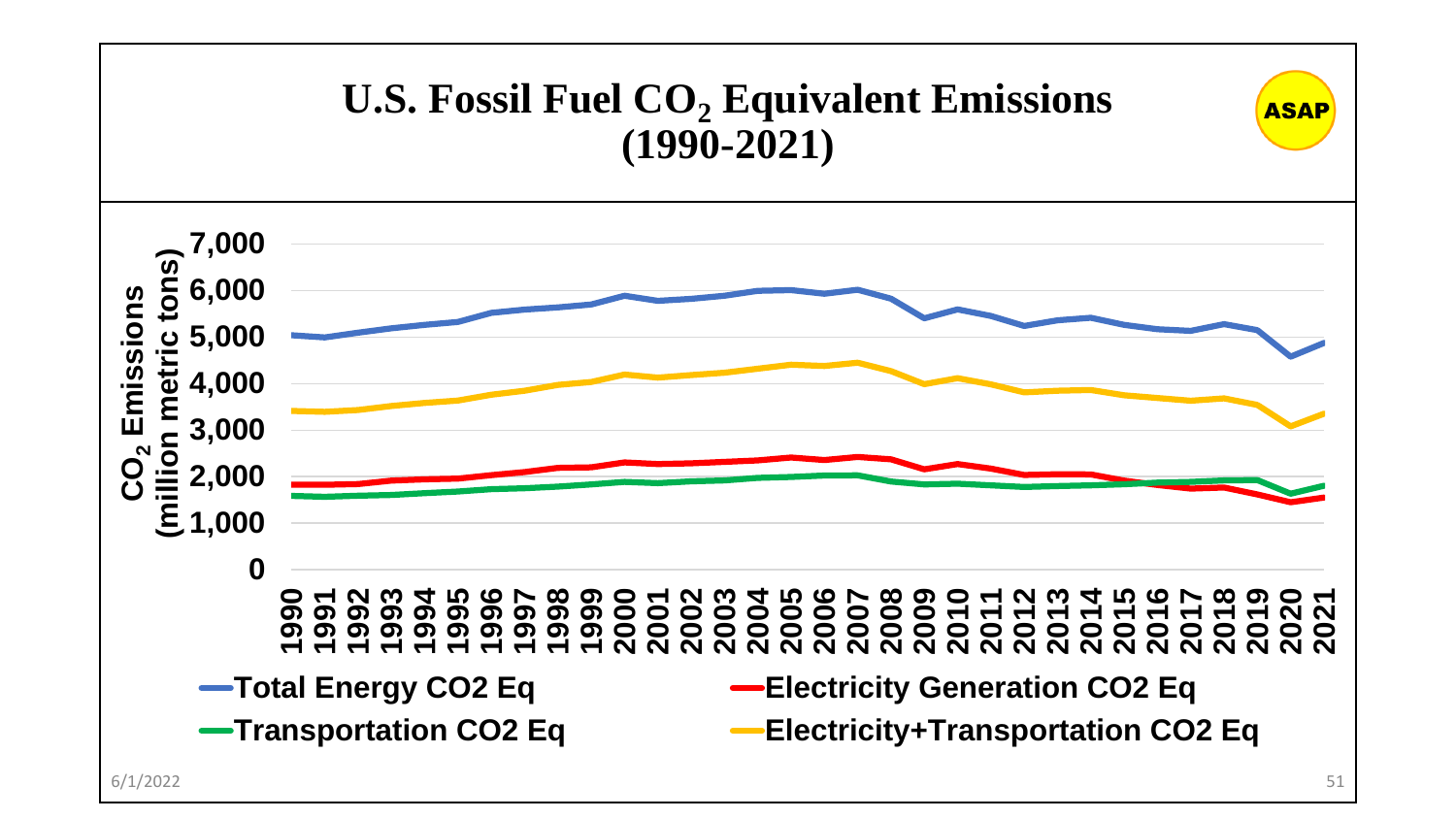# U.S. Fossil Fuel $CO_2$ Equivalent Emissions (1990-2021)

ASAP

$CO_2$ Emissions (million metric tons)

7,000
6,000
5,000
4,000
3,000
2,000
1,000
0

1990 1991 1992 1993 1994 1995 1996 1997 1998 1999 2000 2001 2002 2003 2004 2005 2006 2007 2008 2009 2010 2011 2012 2013 2014 2015 2016 2017 2018 2019 2020 2021

- Total Energy CO2 Eq
- Electricity Generation CO2 Eq
- Transportation CO2 Eq
- Electricity+Transportation CO2 Eq

6/1/2022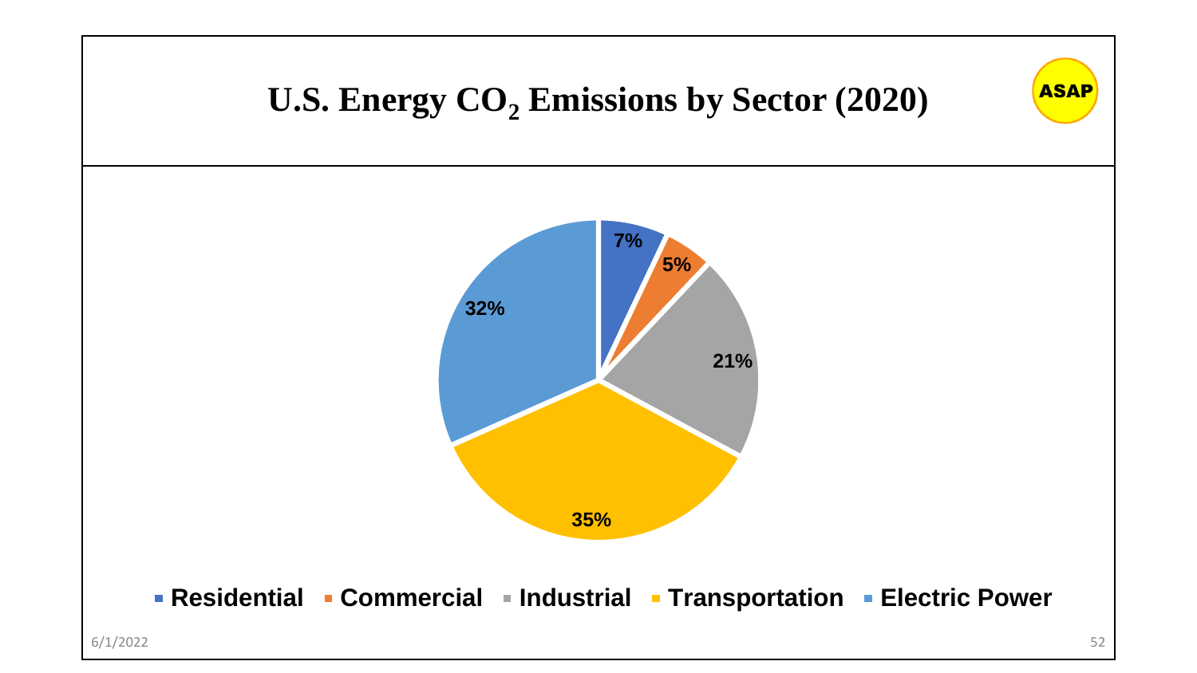# U.S. Energy $CO_2$ Emissions by Sector (2020)

ASAP

| Sector | Share |
|---|---|
| Residential | 7% |
| Commercial | 5% |
| Industrial | 21% |
| Transportation | 35% |
| Electric Power | 32% |

6/1/2022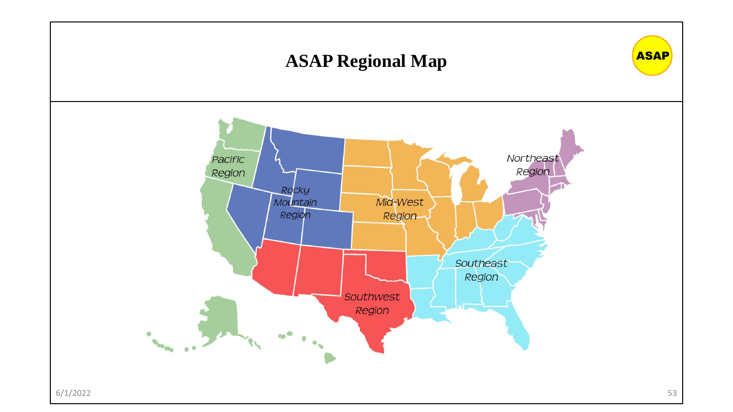# ASAP Regional Map

ASAP

Pacific Region

Rocky Mountain Region

Mid-West Region

Northeast Region

Southeast Region

Southwest Region

6/1/2022